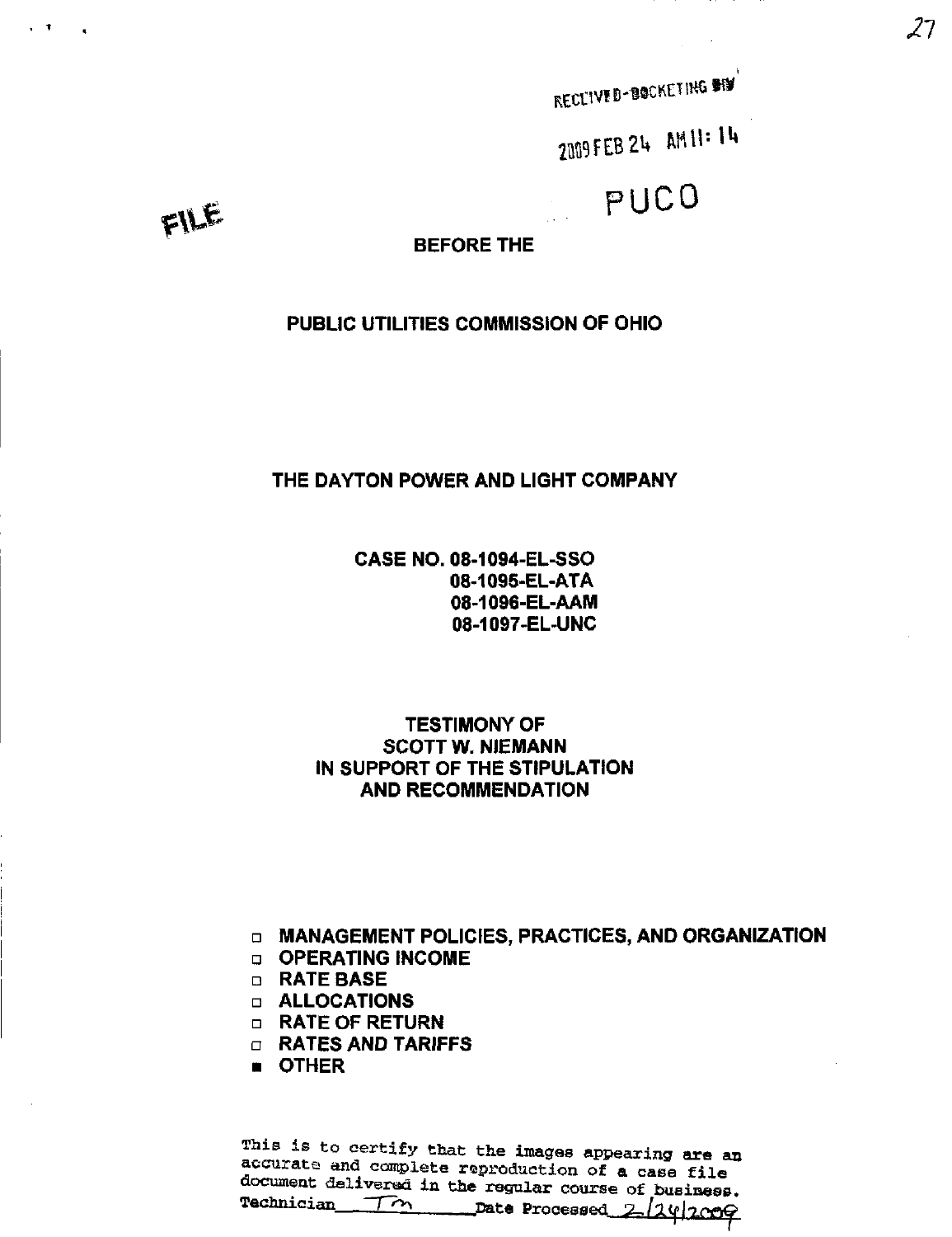RECEIVED-DOCKETING DIV

2009 FEB 24 AM 11: 14

PUCO

FILE

**BEFORE THE**

**PUBLIC UTILITIES COMMISSION OF OHIO**

**THE DAYTON POWER AND LIGHT COMPANY**

**CASE NO. 08-1094-EL-SSO**
**08-1095-EL-ATA**
**08-1096-EL-AAM**
**08-1097-EL-UNC**

**TESTIMONY OF**
**SCOTT W. NIEMANN**
**IN SUPPORT OF THE STIPULATION**
**AND RECOMMENDATION**

- □ **MANAGEMENT POLICIES, PRACTICES, AND ORGANIZATION**
- □ **OPERATING INCOME**
- □ **RATE BASE**
- □ **ALLOCATIONS**
- □ **RATE OF RETURN**
- □ **RATES AND TARIFFS**
- ■ **OTHER**

This is to certify that the images appearing are an accurate and complete reproduction of a case file document delivered in the regular course of business.
Technician TM Date Processed 2/24/2009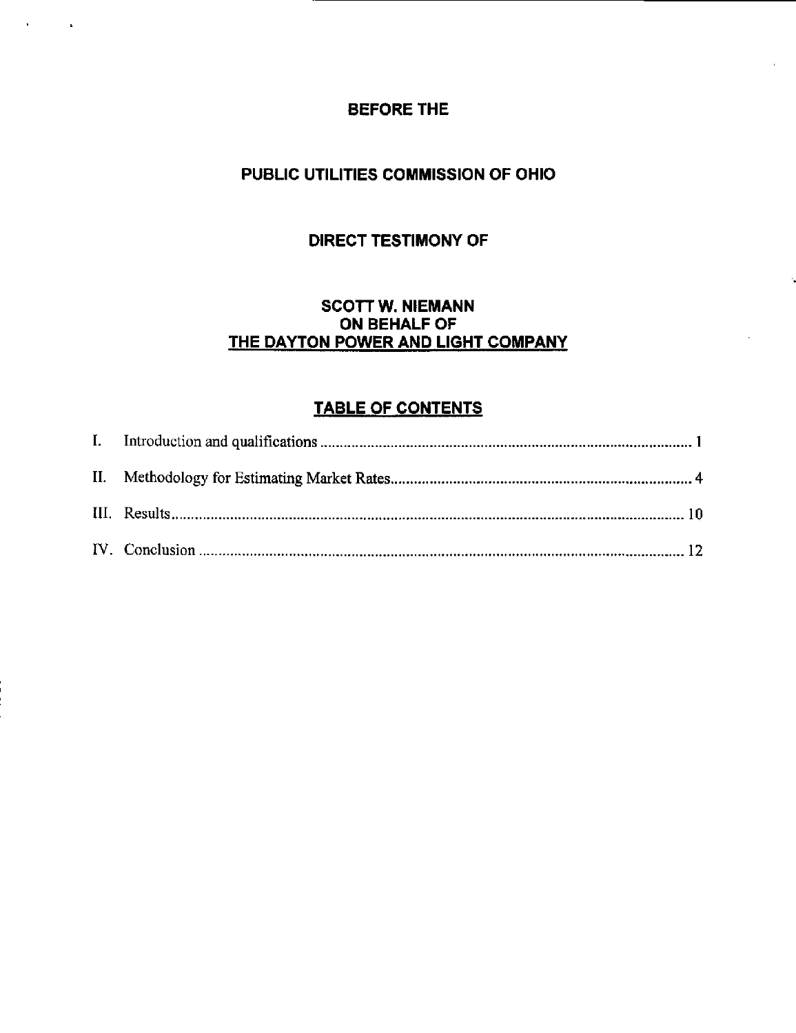**BEFORE THE**

**PUBLIC UTILITIES COMMISSION OF OHIO**

**DIRECT TESTIMONY OF**

**SCOTT W. NIEMANN**
**ON BEHALF OF**
**THE DAYTON POWER AND LIGHT COMPANY**

## TABLE OF CONTENTS

| | | |
|---|---|---|
| I. | Introduction and qualifications | 1 |
| II. | Methodology for Estimating Market Rates | 4 |
| III. | Results | 10 |
| IV. | Conclusion | 12 |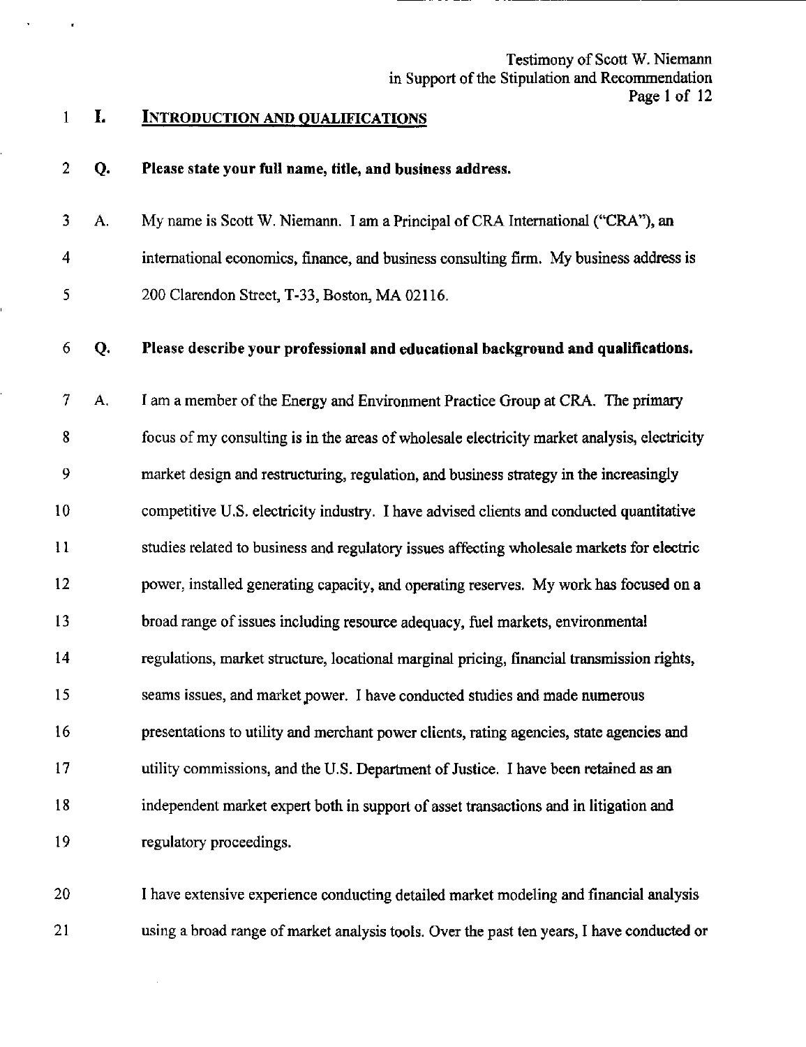## I. INTRODUCTION AND QUALIFICATIONS

**Q. Please state your full name, title, and business address.**

A. My name is Scott W. Niemann. I am a Principal of CRA International ("CRA"), an international economics, finance, and business consulting firm. My business address is 200 Clarendon Street, T-33, Boston, MA 02116.

**Q. Please describe your professional and educational background and qualifications.**

A. I am a member of the Energy and Environment Practice Group at CRA. The primary focus of my consulting is in the areas of wholesale electricity market analysis, electricity market design and restructuring, regulation, and business strategy in the increasingly competitive U.S. electricity industry. I have advised clients and conducted quantitative studies related to business and regulatory issues affecting wholesale markets for electric power, installed generating capacity, and operating reserves. My work has focused on a broad range of issues including resource adequacy, fuel markets, environmental regulations, market structure, locational marginal pricing, financial transmission rights, seams issues, and market power. I have conducted studies and made numerous presentations to utility and merchant power clients, rating agencies, state agencies and utility commissions, and the U.S. Department of Justice. I have been retained as an independent market expert both in support of asset transactions and in litigation and regulatory proceedings.

I have extensive experience conducting detailed market modeling and financial analysis using a broad range of market analysis tools. Over the past ten years, I have conducted or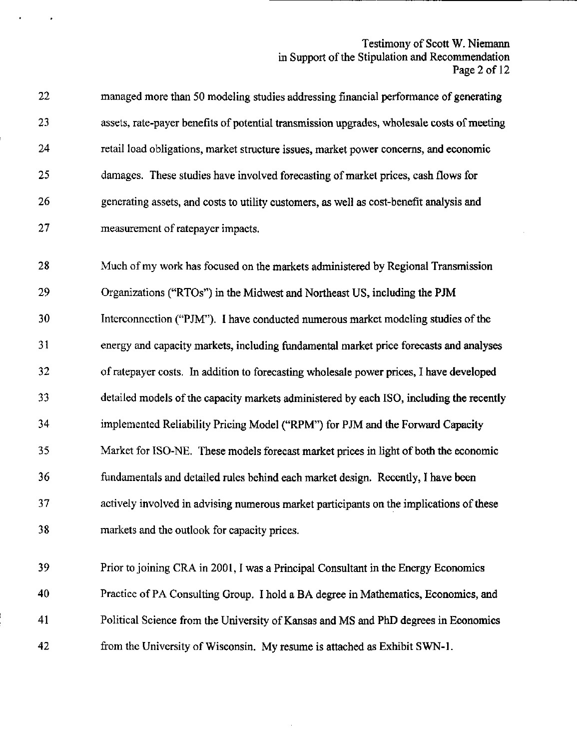managed more than 50 modeling studies addressing financial performance of generating assets, rate-payer benefits of potential transmission upgrades, wholesale costs of meeting retail load obligations, market structure issues, market power concerns, and economic damages. These studies have involved forecasting of market prices, cash flows for generating assets, and costs to utility customers, as well as cost-benefit analysis and measurement of ratepayer impacts.

Much of my work has focused on the markets administered by Regional Transmission Organizations ("RTOs") in the Midwest and Northeast US, including the PJM Interconnection ("PJM"). I have conducted numerous market modeling studies of the energy and capacity markets, including fundamental market price forecasts and analyses of ratepayer costs. In addition to forecasting wholesale power prices, I have developed detailed models of the capacity markets administered by each ISO, including the recently implemented Reliability Pricing Model ("RPM") for PJM and the Forward Capacity Market for ISO-NE. These models forecast market prices in light of both the economic fundamentals and detailed rules behind each market design. Recently, I have been actively involved in advising numerous market participants on the implications of these markets and the outlook for capacity prices.

Prior to joining CRA in 2001, I was a Principal Consultant in the Energy Economics Practice of PA Consulting Group. I hold a BA degree in Mathematics, Economics, and Political Science from the University of Kansas and MS and PhD degrees in Economics from the University of Wisconsin. My resume is attached as Exhibit SWN-1.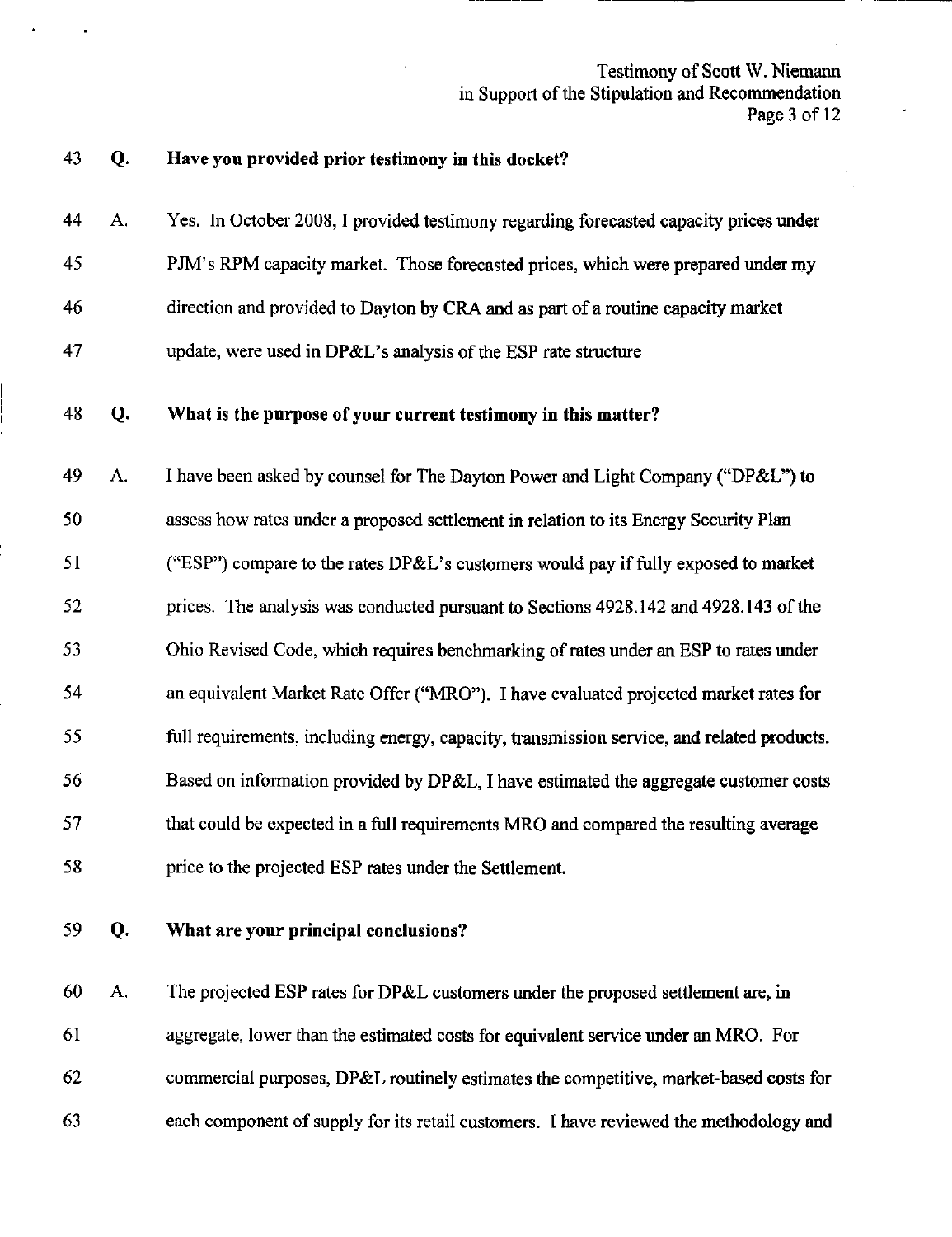43 **Q. Have you provided prior testimony in this docket?**

44 A. Yes. In October 2008, I provided testimony regarding forecasted capacity prices under
45 PJM's RPM capacity market. Those forecasted prices, which were prepared under my
46 direction and provided to Dayton by CRA and as part of a routine capacity market
47 update, were used in DP&L's analysis of the ESP rate structure

48 **Q. What is the purpose of your current testimony in this matter?**

49 A. I have been asked by counsel for The Dayton Power and Light Company ("DP&L") to
50 assess how rates under a proposed settlement in relation to its Energy Security Plan
51 ("ESP") compare to the rates DP&L's customers would pay if fully exposed to market
52 prices. The analysis was conducted pursuant to Sections 4928.142 and 4928.143 of the
53 Ohio Revised Code, which requires benchmarking of rates under an ESP to rates under
54 an equivalent Market Rate Offer ("MRO"). I have evaluated projected market rates for
55 full requirements, including energy, capacity, transmission service, and related products.
56 Based on information provided by DP&L, I have estimated the aggregate customer costs
57 that could be expected in a full requirements MRO and compared the resulting average
58 price to the projected ESP rates under the Settlement.

59 **Q. What are your principal conclusions?**

60 A. The projected ESP rates for DP&L customers under the proposed settlement are, in
61 aggregate, lower than the estimated costs for equivalent service under an MRO. For
62 commercial purposes, DP&L routinely estimates the competitive, market-based costs for
63 each component of supply for its retail customers. I have reviewed the methodology and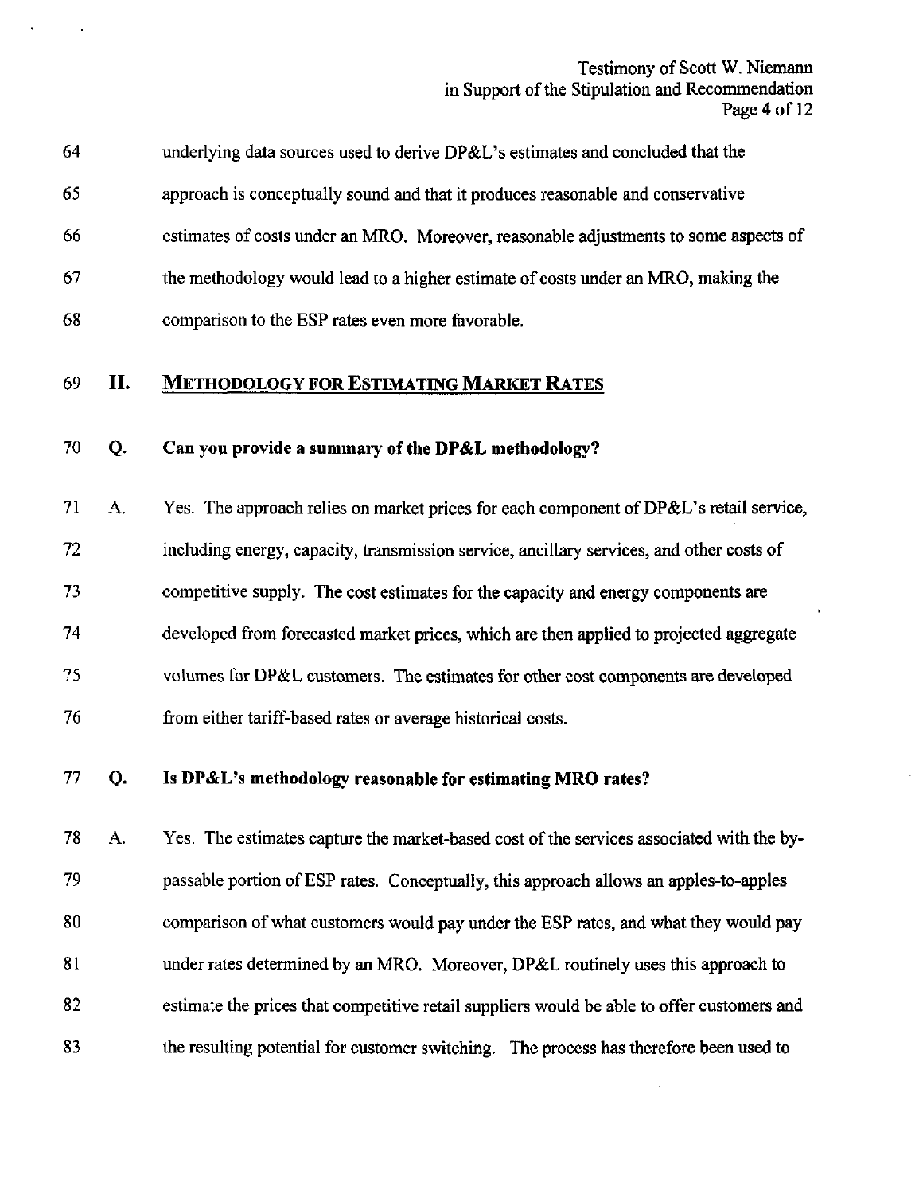underlying data sources used to derive DP&L's estimates and concluded that the approach is conceptually sound and that it produces reasonable and conservative estimates of costs under an MRO. Moreover, reasonable adjustments to some aspects of the methodology would lead to a higher estimate of costs under an MRO, making the comparison to the ESP rates even more favorable.

## II. METHODOLOGY FOR ESTIMATING MARKET RATES

**Q. Can you provide a summary of the DP&L methodology?**

A. Yes. The approach relies on market prices for each component of DP&L's retail service, including energy, capacity, transmission service, ancillary services, and other costs of competitive supply. The cost estimates for the capacity and energy components are developed from forecasted market prices, which are then applied to projected aggregate volumes for DP&L customers. The estimates for other cost components are developed from either tariff-based rates or average historical costs.

**Q. Is DP&L's methodology reasonable for estimating MRO rates?**

A. Yes. The estimates capture the market-based cost of the services associated with the by-passable portion of ESP rates. Conceptually, this approach allows an apples-to-apples comparison of what customers would pay under the ESP rates, and what they would pay under rates determined by an MRO. Moreover, DP&L routinely uses this approach to estimate the prices that competitive retail suppliers would be able to offer customers and the resulting potential for customer switching. The process has therefore been used to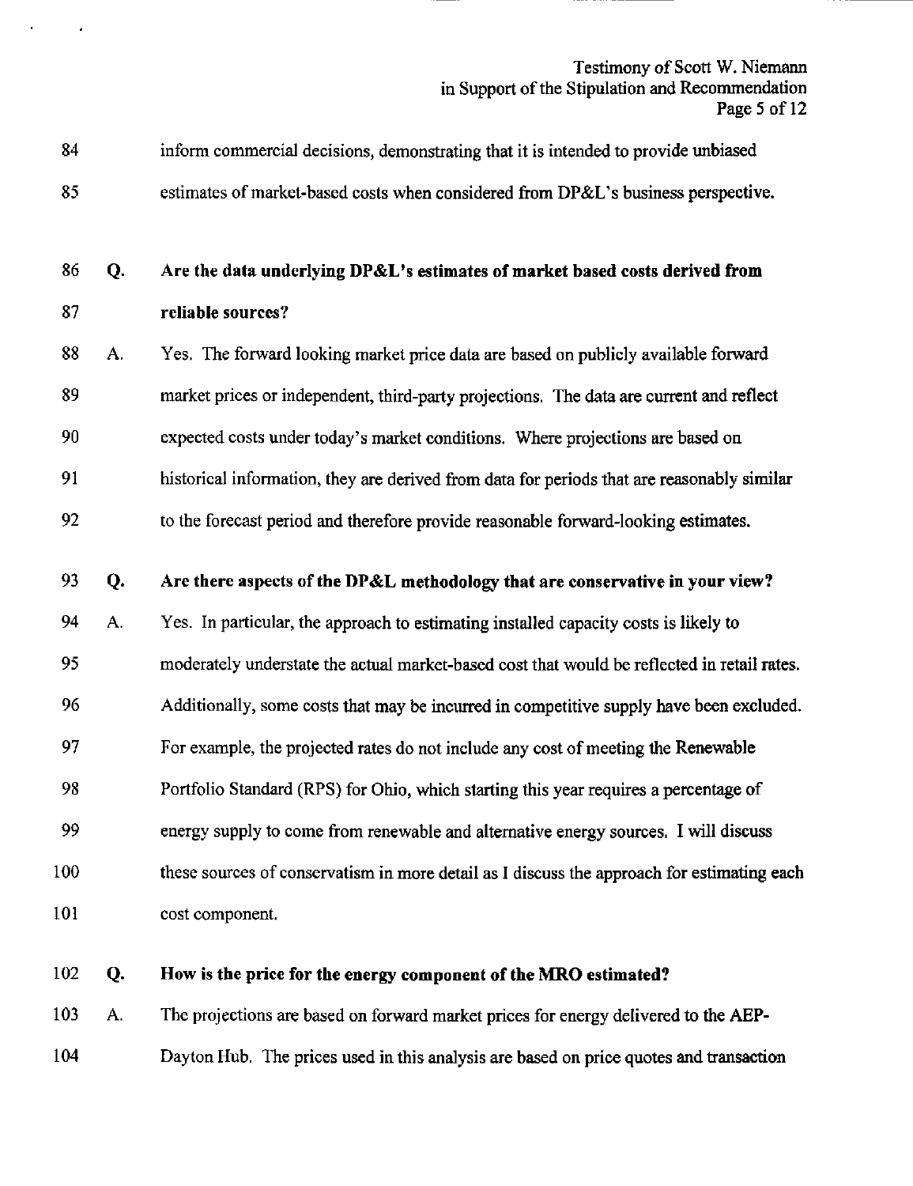inform commercial decisions, demonstrating that it is intended to provide unbiased estimates of market-based costs when considered from DP&L's business perspective.

**Q. Are the data underlying DP&L's estimates of market based costs derived from reliable sources?**

A. Yes. The forward looking market price data are based on publicly available forward market prices or independent, third-party projections. The data are current and reflect expected costs under today's market conditions. Where projections are based on historical information, they are derived from data for periods that are reasonably similar to the forecast period and therefore provide reasonable forward-looking estimates.

**Q. Are there aspects of the DP&L methodology that are conservative in your view?**

A. Yes. In particular, the approach to estimating installed capacity costs is likely to moderately understate the actual market-based cost that would be reflected in retail rates. Additionally, some costs that may be incurred in competitive supply have been excluded. For example, the projected rates do not include any cost of meeting the Renewable Portfolio Standard (RPS) for Ohio, which starting this year requires a percentage of energy supply to come from renewable and alternative energy sources. I will discuss these sources of conservatism in more detail as I discuss the approach for estimating each cost component.

**Q. How is the price for the energy component of the MRO estimated?**

A. The projections are based on forward market prices for energy delivered to the AEP-Dayton Hub. The prices used in this analysis are based on price quotes and transaction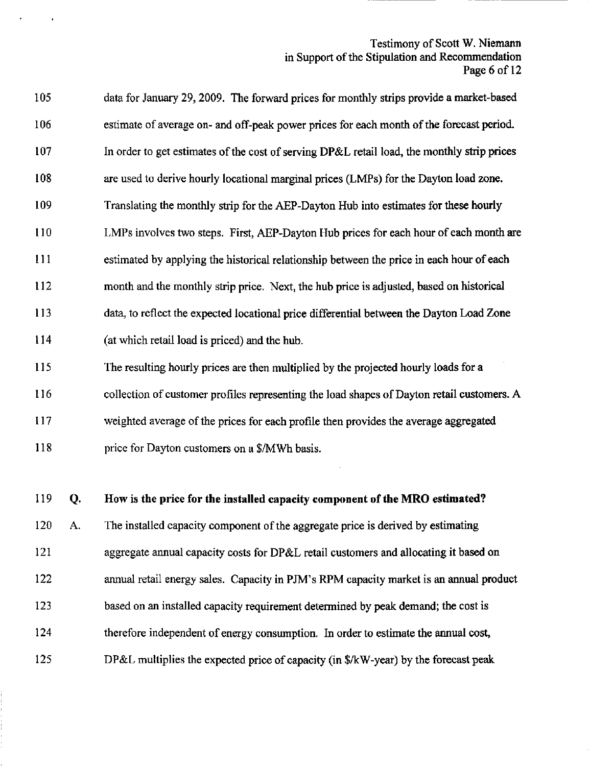data for January 29, 2009. The forward prices for monthly strips provide a market-based estimate of average on- and off-peak power prices for each month of the forecast period. In order to get estimates of the cost of serving DP&L retail load, the monthly strip prices are used to derive hourly locational marginal prices (LMPs) for the Dayton load zone. Translating the monthly strip for the AEP-Dayton Hub into estimates for these hourly LMPs involves two steps. First, AEP-Dayton Hub prices for each hour of each month are estimated by applying the historical relationship between the price in each hour of each month and the monthly strip price. Next, the hub price is adjusted, based on historical data, to reflect the expected locational price differential between the Dayton Load Zone (at which retail load is priced) and the hub.

The resulting hourly prices are then multiplied by the projected hourly loads for a collection of customer profiles representing the load shapes of Dayton retail customers. A weighted average of the prices for each profile then provides the average aggregated price for Dayton customers on a $/MWh basis.

**Q. How is the price for the installed capacity component of the MRO estimated?**

A. The installed capacity component of the aggregate price is derived by estimating aggregate annual capacity costs for DP&L retail customers and allocating it based on annual retail energy sales. Capacity in PJM's RPM capacity market is an annual product based on an installed capacity requirement determined by peak demand; the cost is therefore independent of energy consumption. In order to estimate the annual cost, DP&L multiplies the expected price of capacity (in $/kW-year) by the forecast peak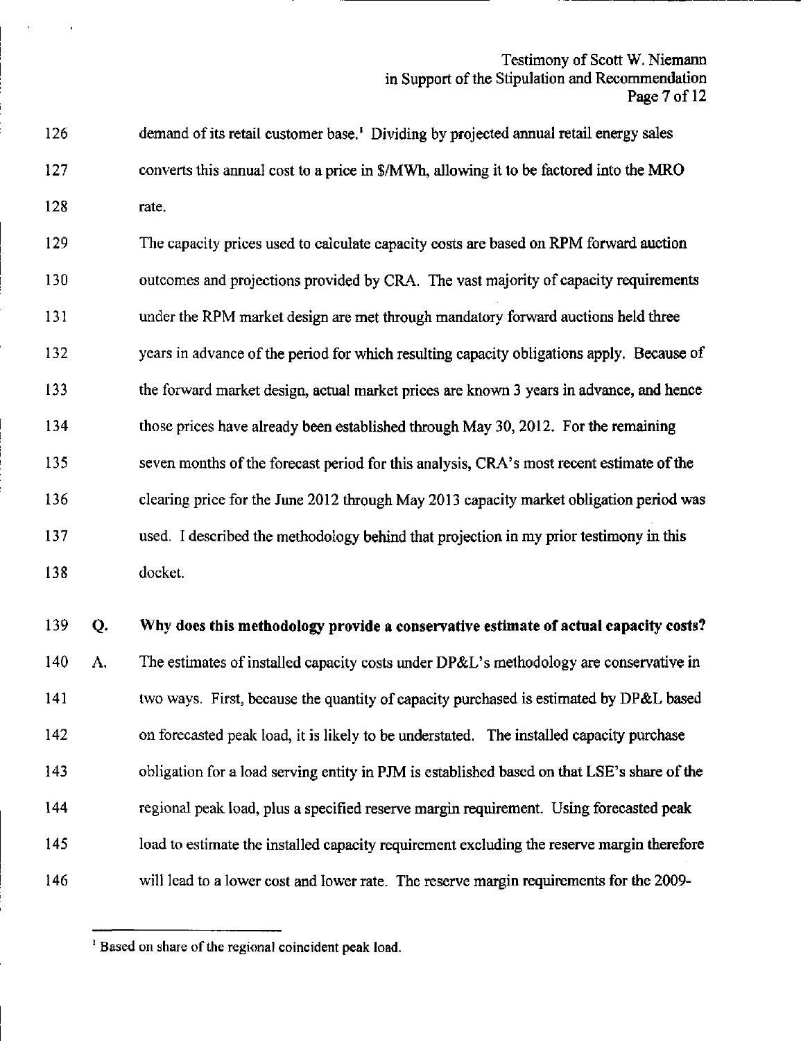126 demand of its retail customer base.[1] Dividing by projected annual retail energy sales
127 converts this annual cost to a price in $/MWh, allowing it to be factored into the MRO
128 rate.

129 The capacity prices used to calculate capacity costs are based on RPM forward auction
130 outcomes and projections provided by CRA. The vast majority of capacity requirements
131 under the RPM market design are met through mandatory forward auctions held three
132 years in advance of the period for which resulting capacity obligations apply. Because of
133 the forward market design, actual market prices are known 3 years in advance, and hence
134 those prices have already been established through May 30, 2012. For the remaining
135 seven months of the forecast period for this analysis, CRA's most recent estimate of the
136 clearing price for the June 2012 through May 2013 capacity market obligation period was
137 used. I described the methodology behind that projection in my prior testimony in this
138 docket.

139 **Q. Why does this methodology provide a conservative estimate of actual capacity costs?**

140 A. The estimates of installed capacity costs under DP&L's methodology are conservative in
141 two ways. First, because the quantity of capacity purchased is estimated by DP&L based
142 on forecasted peak load, it is likely to be understated. The installed capacity purchase
143 obligation for a load serving entity in PJM is established based on that LSE's share of the
144 regional peak load, plus a specified reserve margin requirement. Using forecasted peak
145 load to estimate the installed capacity requirement excluding the reserve margin therefore
146 will lead to a lower cost and lower rate. The reserve margin requirements for the 2009-

[1] Based on share of the regional coincident peak load.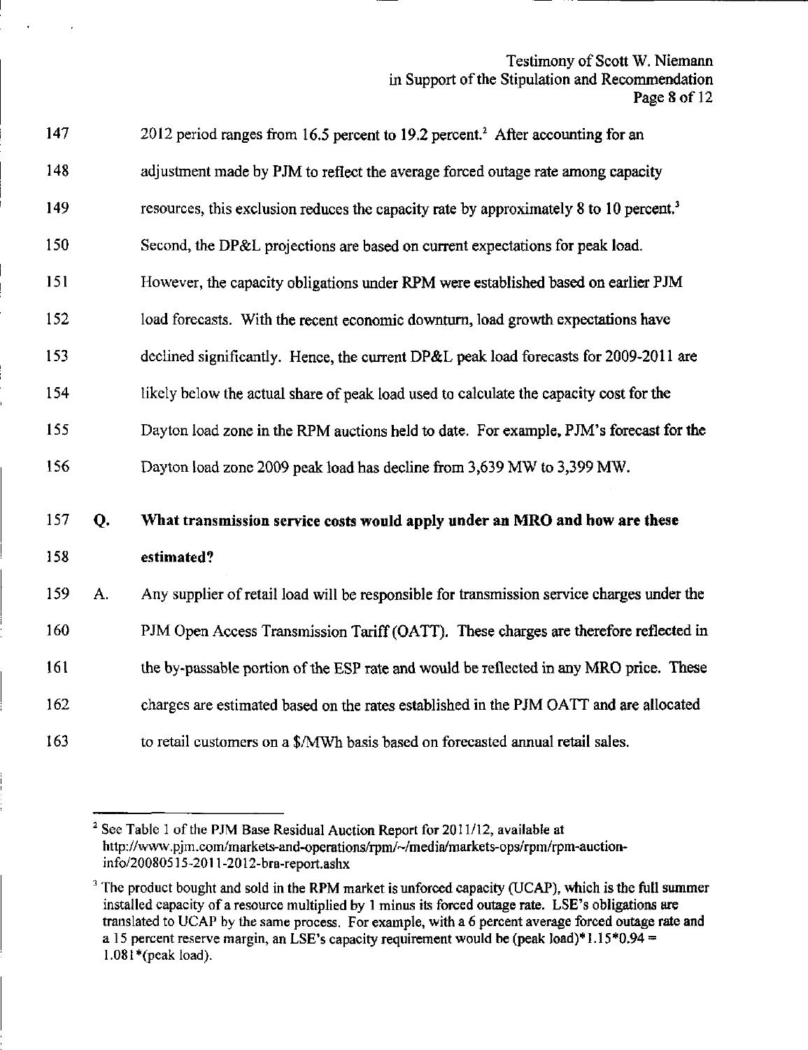2012 period ranges from 16.5 percent to 19.2 percent.[2] After accounting for an adjustment made by PJM to reflect the average forced outage rate among capacity resources, this exclusion reduces the capacity rate by approximately 8 to 10 percent.[3] Second, the DP&L projections are based on current expectations for peak load. However, the capacity obligations under RPM were established based on earlier PJM load forecasts. With the recent economic downturn, load growth expectations have declined significantly. Hence, the current DP&L peak load forecasts for 2009-2011 are likely below the actual share of peak load used to calculate the capacity cost for the Dayton load zone in the RPM auctions held to date. For example, PJM's forecast for the Dayton load zone 2009 peak load has decline from 3,639 MW to 3,399 MW.

**Q. What transmission service costs would apply under an MRO and how are these estimated?**

A. Any supplier of retail load will be responsible for transmission service charges under the PJM Open Access Transmission Tariff (OATT). These charges are therefore reflected in the by-passable portion of the ESP rate and would be reflected in any MRO price. These charges are estimated based on the rates established in the PJM OATT and are allocated to retail customers on a $/MWh basis based on forecasted annual retail sales.

---

[2] See Table 1 of the PJM Base Residual Auction Report for 2011/12, available at http://www.pjm.com/markets-and-operations/rpm/~/media/markets-ops/rpm/rpm-auction-info/20080515-2011-2012-bra-report.ashx

[3] The product bought and sold in the RPM market is unforced capacity (UCAP), which is the full summer installed capacity of a resource multiplied by 1 minus its forced outage rate. LSE's obligations are translated to UCAP by the same process. For example, with a 6 percent average forced outage rate and a 15 percent reserve margin, an LSE's capacity requirement would be (peak load)*1.15*0.94 = 1.081*(peak load).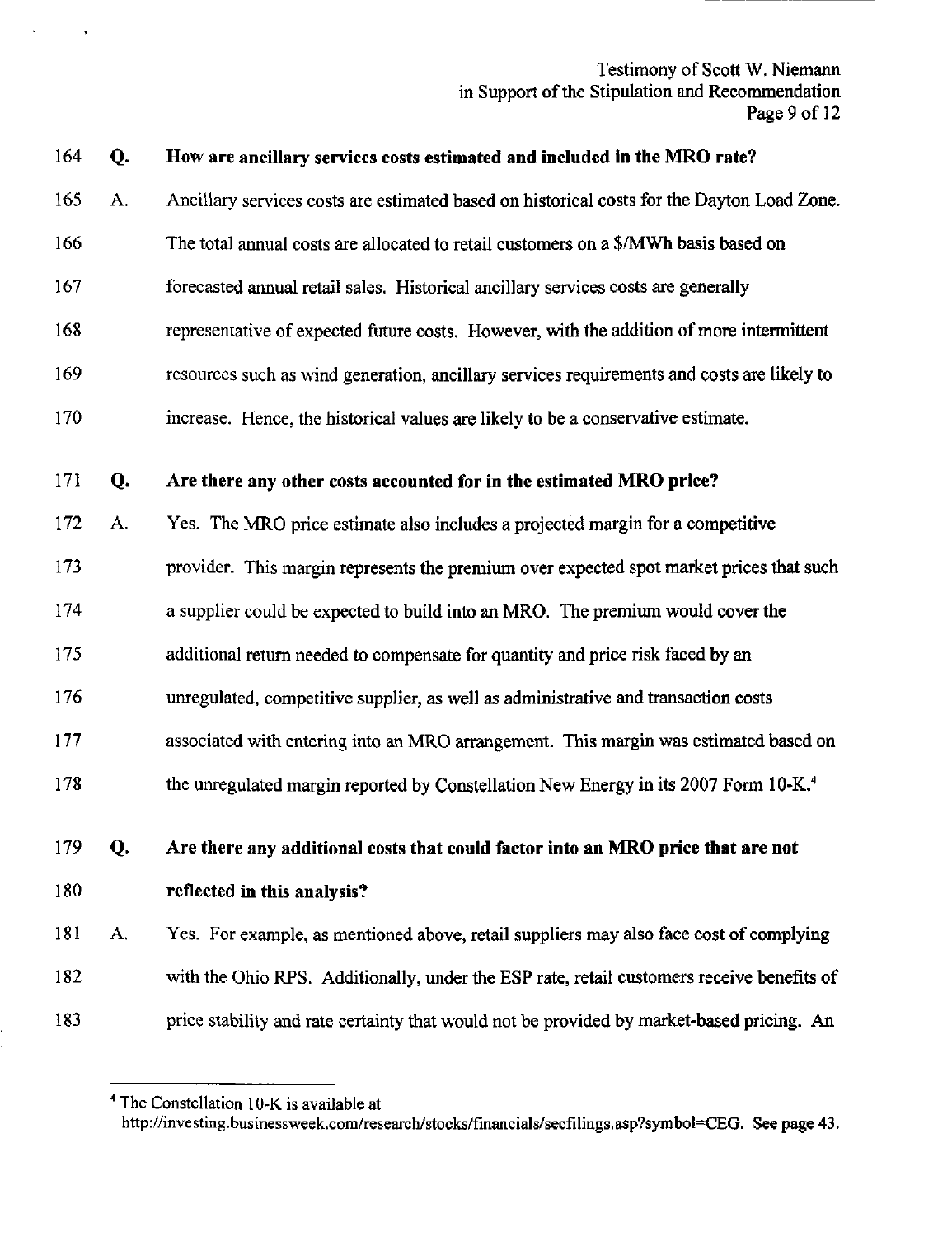**Q. How are ancillary services costs estimated and included in the MRO rate?**

A. Ancillary services costs are estimated based on historical costs for the Dayton Load Zone. The total annual costs are allocated to retail customers on a $/MWh basis based on forecasted annual retail sales. Historical ancillary services costs are generally representative of expected future costs. However, with the addition of more intermittent resources such as wind generation, ancillary services requirements and costs are likely to increase. Hence, the historical values are likely to be a conservative estimate.

**Q. Are there any other costs accounted for in the estimated MRO price?**

A. Yes. The MRO price estimate also includes a projected margin for a competitive provider. This margin represents the premium over expected spot market prices that such a supplier could be expected to build into an MRO. The premium would cover the additional return needed to compensate for quantity and price risk faced by an unregulated, competitive supplier, as well as administrative and transaction costs associated with entering into an MRO arrangement. This margin was estimated based on the unregulated margin reported by Constellation New Energy in its 2007 Form 10-K.[4]

**Q. Are there any additional costs that could factor into an MRO price that are not reflected in this analysis?**

A. Yes. For example, as mentioned above, retail suppliers may also face cost of complying with the Ohio RPS. Additionally, under the ESP rate, retail customers receive benefits of price stability and rate certainty that would not be provided by market-based pricing. An

---

[4] The Constellation 10-K is available at http://investing.businessweek.com/research/stocks/financials/secfilings.asp?symbol=CEG. See page 43.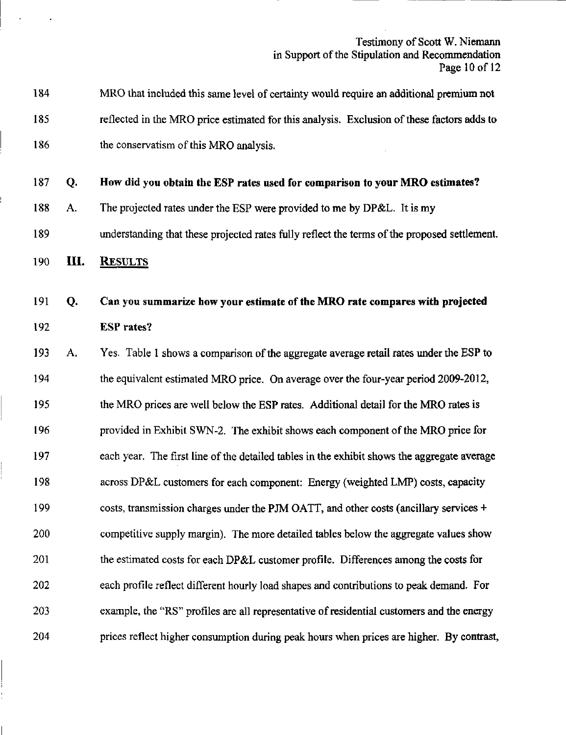MRO that included this same level of certainty would require an additional premium not reflected in the MRO price estimated for this analysis. Exclusion of these factors adds to the conservatism of this MRO analysis.

**Q. How did you obtain the ESP rates used for comparison to your MRO estimates?**

A. The projected rates under the ESP were provided to me by DP&L. It is my understanding that these projected rates fully reflect the terms of the proposed settlement.

## III. RESULTS

**Q. Can you summarize how your estimate of the MRO rate compares with projected ESP rates?**

A. Yes. Table 1 shows a comparison of the aggregate average retail rates under the ESP to the equivalent estimated MRO price. On average over the four-year period 2009-2012, the MRO prices are well below the ESP rates. Additional detail for the MRO rates is provided in Exhibit SWN-2. The exhibit shows each component of the MRO price for each year. The first line of the detailed tables in the exhibit shows the aggregate average across DP&L customers for each component: Energy (weighted LMP) costs, capacity costs, transmission charges under the PJM OATT, and other costs (ancillary services + competitive supply margin). The more detailed tables below the aggregate values show the estimated costs for each DP&L customer profile. Differences among the costs for each profile reflect different hourly load shapes and contributions to peak demand. For example, the "RS" profiles are all representative of residential customers and the energy prices reflect higher consumption during peak hours when prices are higher. By contrast,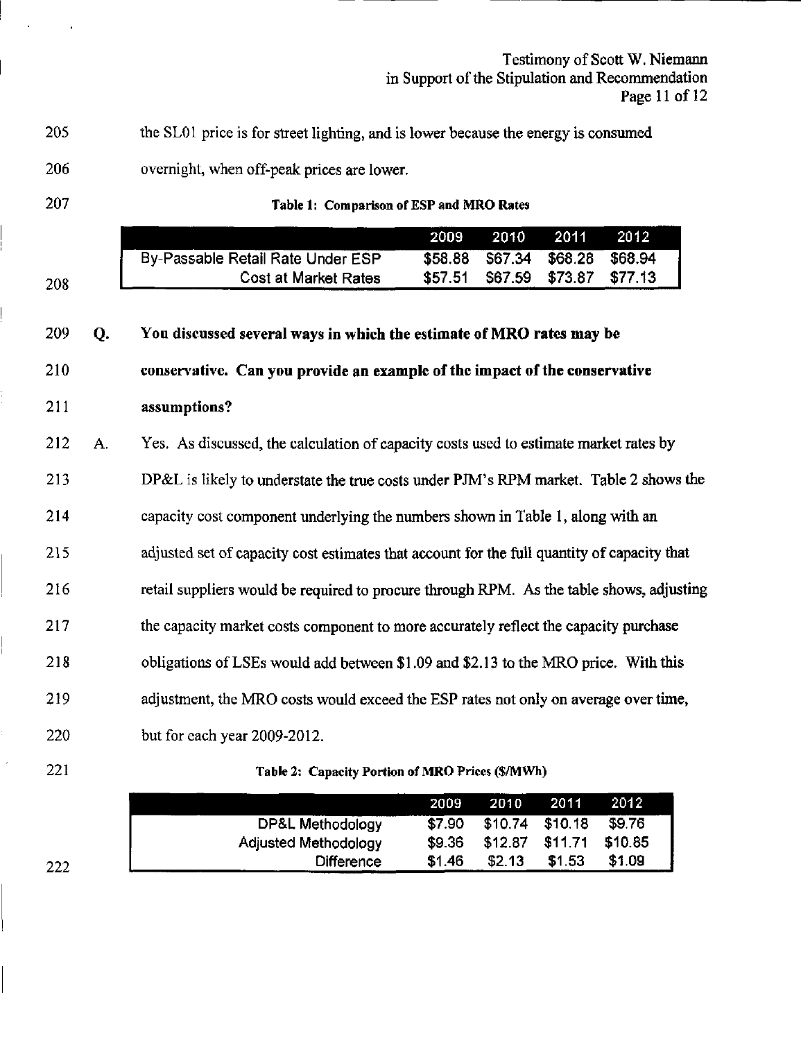the SL01 price is for street lighting, and is lower because the energy is consumed overnight, when off-peak prices are lower.

**Table 1: Comparison of ESP and MRO Rates**

| | 2009 | 2010 | 2011 | 2012 |
|---|---|---|---|---|
| By-Passable Retail Rate Under ESP | $58.88 | $67.34 | $68.28 | $68.94 |
| Cost at Market Rates | $57.51 | $67.59 | $73.87 | $77.13 |

**Q. You discussed several ways in which the estimate of MRO rates may be conservative. Can you provide an example of the impact of the conservative assumptions?**

A. Yes. As discussed, the calculation of capacity costs used to estimate market rates by DP&L is likely to understate the true costs under PJM's RPM market. Table 2 shows the capacity cost component underlying the numbers shown in Table 1, along with an adjusted set of capacity cost estimates that account for the full quantity of capacity that retail suppliers would be required to procure through RPM. As the table shows, adjusting the capacity market costs component to more accurately reflect the capacity purchase obligations of LSEs would add between $1.09 and $2.13 to the MRO price. With this adjustment, the MRO costs would exceed the ESP rates not only on average over time, but for each year 2009-2012.

**Table 2: Capacity Portion of MRO Prices ($/MWh)**

| | 2009 | 2010 | 2011 | 2012 |
|---|---|---|---|---|
| DP&L Methodology | $7.90 | $10.74 | $10.18 | $9.76 |
| Adjusted Methodology | $9.36 | $12.87 | $11.71 | $10.85 |
| Difference | $1.46 | $2.13 | $1.53 | $1.09 |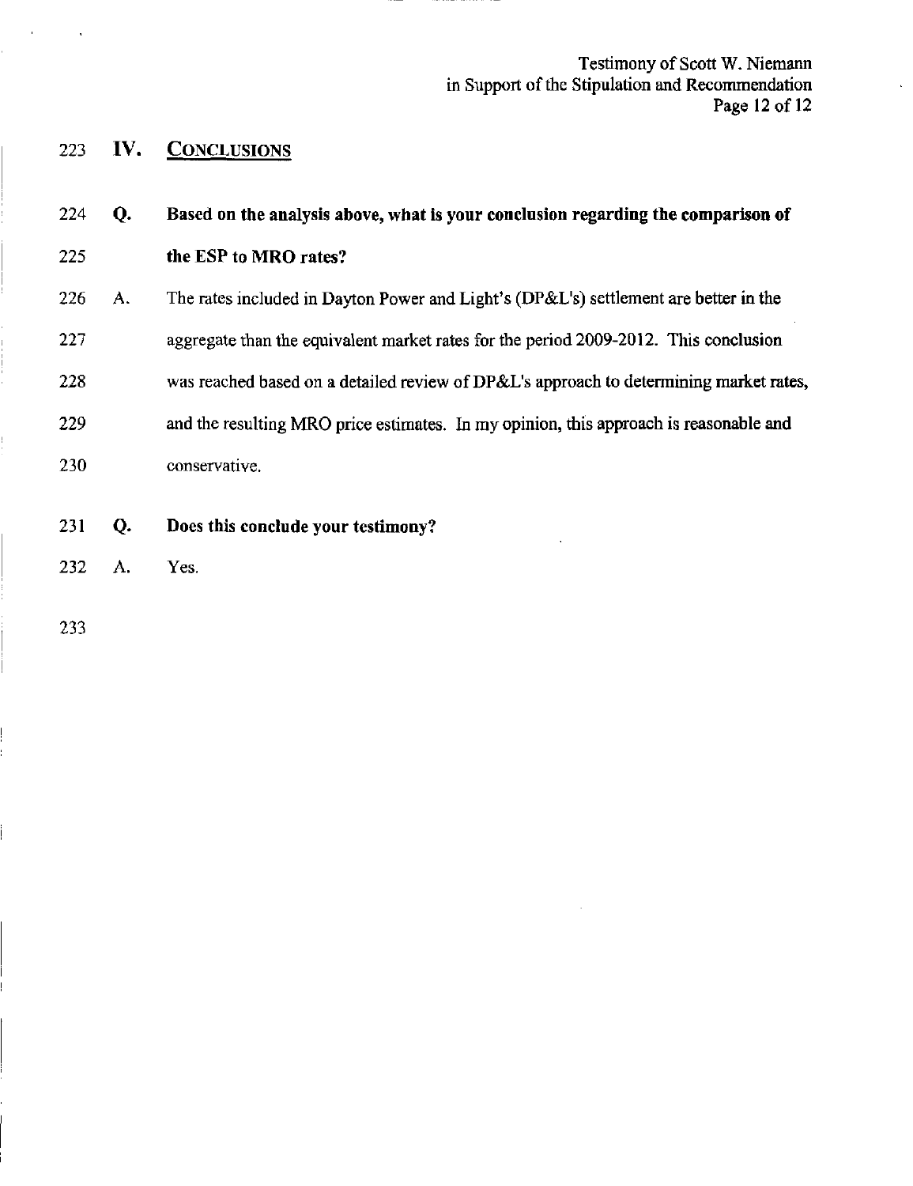## IV. CONCLUSIONS

**Q. Based on the analysis above, what is your conclusion regarding the comparison of the ESP to MRO rates?**

A. The rates included in Dayton Power and Light's (DP&L's) settlement are better in the aggregate than the equivalent market rates for the period 2009-2012. This conclusion was reached based on a detailed review of DP&L's approach to determining market rates, and the resulting MRO price estimates. In my opinion, this approach is reasonable and conservative.

**Q. Does this conclude your testimony?**

A. Yes.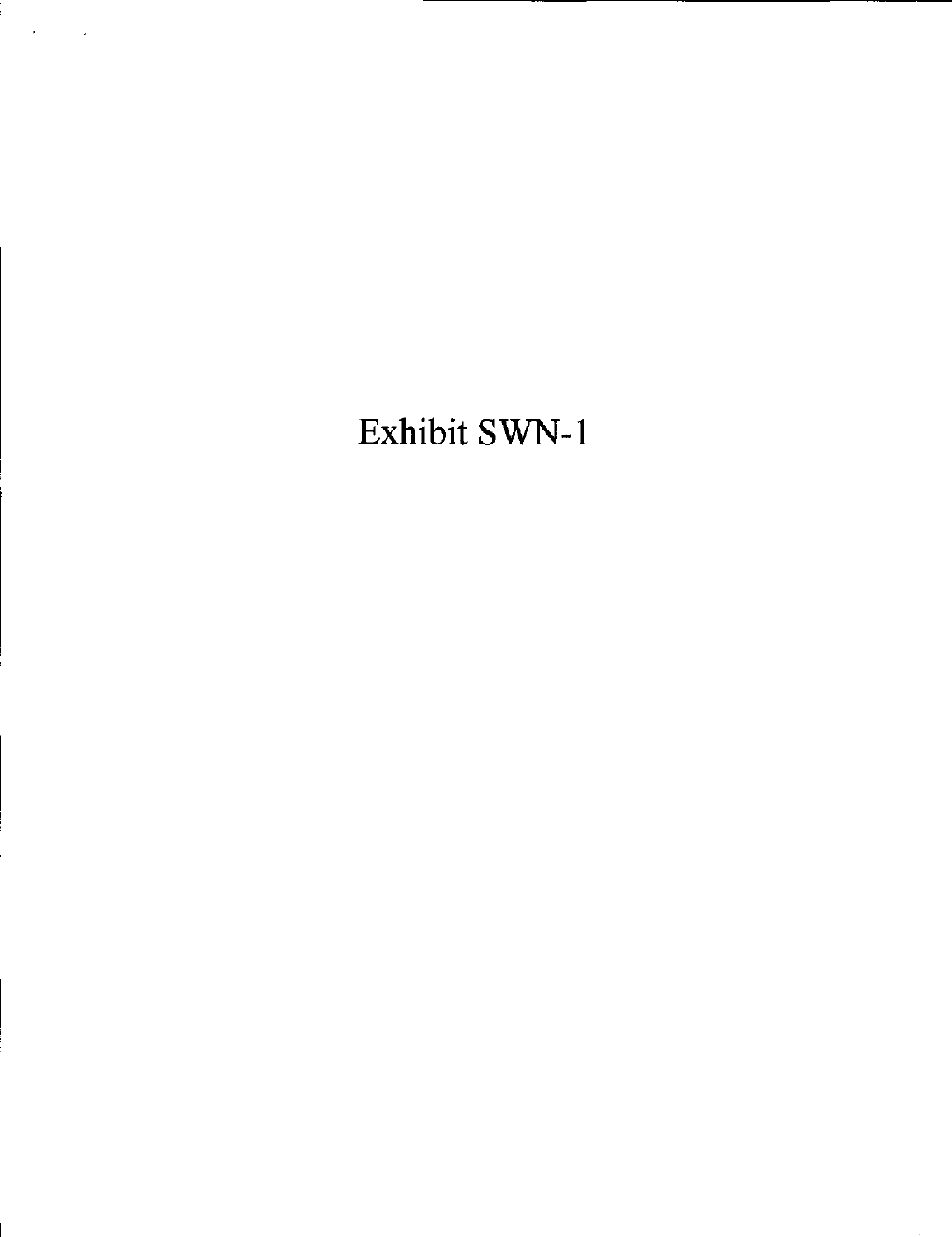# Exhibit SWN-1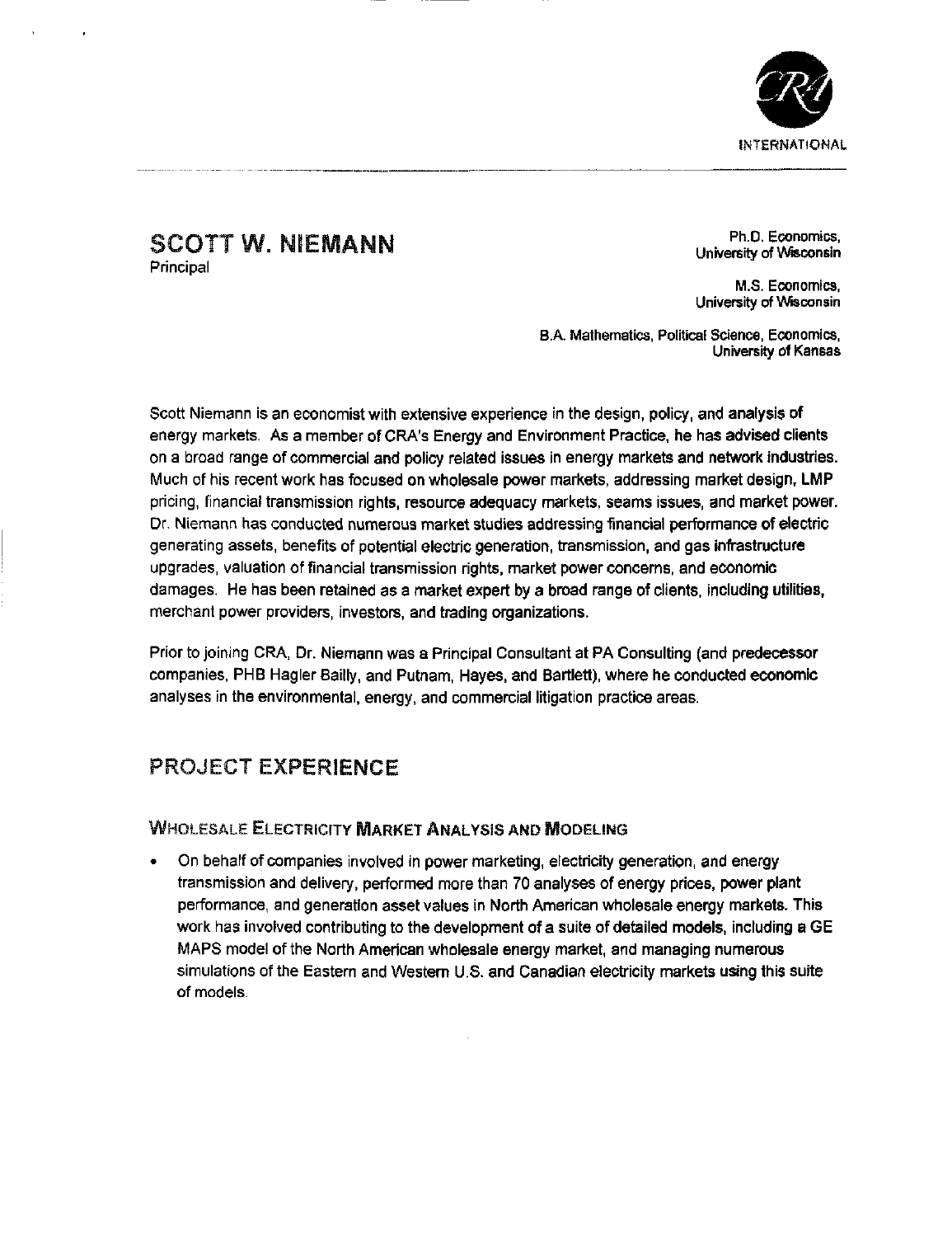# SCOTT W. NIEMANN

Principal

Ph.D. Economics, University of Wisconsin

M.S. Economics, University of Wisconsin

B.A. Mathematics, Political Science, Economics, University of Kansas

Scott Niemann is an economist with extensive experience in the design, policy, and analysis of energy markets. As a member of CRA's Energy and Environment Practice, he has advised clients on a broad range of commercial and policy related issues in energy markets and network industries. Much of his recent work has focused on wholesale power markets, addressing market design, LMP pricing, financial transmission rights, resource adequacy markets, seams issues, and market power. Dr. Niemann has conducted numerous market studies addressing financial performance of electric generating assets, benefits of potential electric generation, transmission, and gas infrastructure upgrades, valuation of financial transmission rights, market power concerns, and economic damages. He has been retained as a market expert by a broad range of clients, including utilities, merchant power providers, investors, and trading organizations.

Prior to joining CRA, Dr. Niemann was a Principal Consultant at PA Consulting (and predecessor companies, PHB Hagler Bailly, and Putnam, Hayes, and Bartlett), where he conducted economic analyses in the environmental, energy, and commercial litigation practice areas.

## PROJECT EXPERIENCE

### WHOLESALE ELECTRICITY MARKET ANALYSIS AND MODELING

- On behalf of companies involved in power marketing, electricity generation, and energy transmission and delivery, performed more than 70 analyses of energy prices, power plant performance, and generation asset values in North American wholesale energy markets. This work has involved contributing to the development of a suite of detailed models, including a GE MAPS model of the North American wholesale energy market, and managing numerous simulations of the Eastern and Western U.S. and Canadian electricity markets using this suite of models.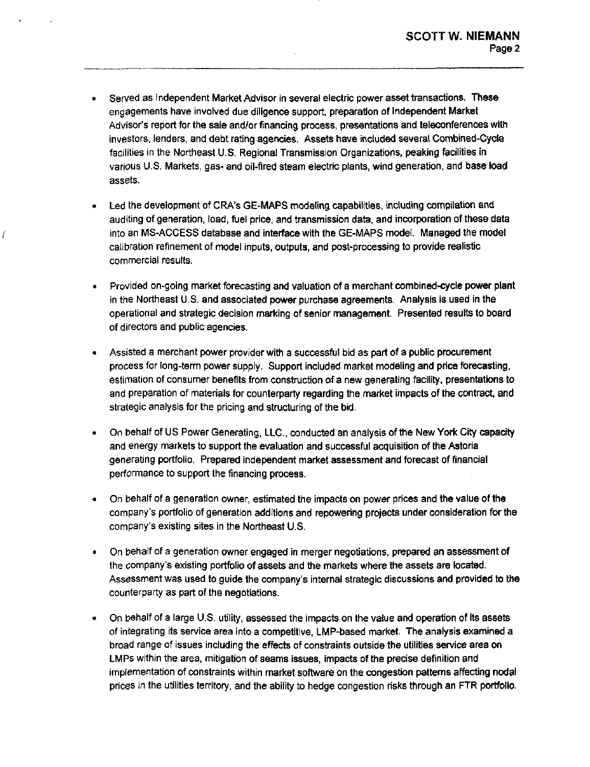- Served as Independent Market Advisor in several electric power asset transactions. These engagements have involved due diligence support, preparation of Independent Market Advisor's report for the sale and/or financing process, presentations and teleconferences with investors, lenders, and debt rating agencies. Assets have included several Combined-Cycle facilities in the Northeast U.S. Regional Transmission Organizations, peaking facilities in various U.S. Markets, gas- and oil-fired steam electric plants, wind generation, and base load assets.

- Led the development of CRA's GE-MAPS modeling capabilities, including compilation and auditing of generation, load, fuel price, and transmission data, and incorporation of these data into an MS-ACCESS database and interface with the GE-MAPS model. Managed the model calibration refinement of model inputs, outputs, and post-processing to provide realistic commercial results.

- Provided on-going market forecasting and valuation of a merchant combined-cycle power plant in the Northeast U.S. and associated power purchase agreements. Analysis is used in the operational and strategic decision marking of senior management. Presented results to board of directors and public agencies.

- Assisted a merchant power provider with a successful bid as part of a public procurement process for long-term power supply. Support included market modeling and price forecasting, estimation of consumer benefits from construction of a new generating facility, presentations to and preparation of materials for counterparty regarding the market impacts of the contract, and strategic analysis for the pricing and structuring of the bid.

- On behalf of US Power Generating, LLC., conducted an analysis of the New York City capacity and energy markets to support the evaluation and successful acquisition of the Astoria generating portfolio. Prepared independent market assessment and forecast of financial performance to support the financing process.

- On behalf of a generation owner, estimated the impacts on power prices and the value of the company's portfolio of generation additions and repowering projects under consideration for the company's existing sites in the Northeast U.S.

- On behalf of a generation owner engaged in merger negotiations, prepared an assessment of the company's existing portfolio of assets and the markets where the assets are located. Assessment was used to guide the company's internal strategic discussions and provided to the counterparty as part of the negotiations.

- On behalf of a large U.S. utility, assessed the impacts on the value and operation of its assets of integrating its service area into a competitive, LMP-based market. The analysis examined a broad range of issues including the effects of constraints outside the utilities service area on LMPs within the area, mitigation of seams issues, impacts of the precise definition and implementation of constraints within market software on the congestion patterns affecting nodal prices in the utilities territory, and the ability to hedge congestion risks through an FTR portfolio.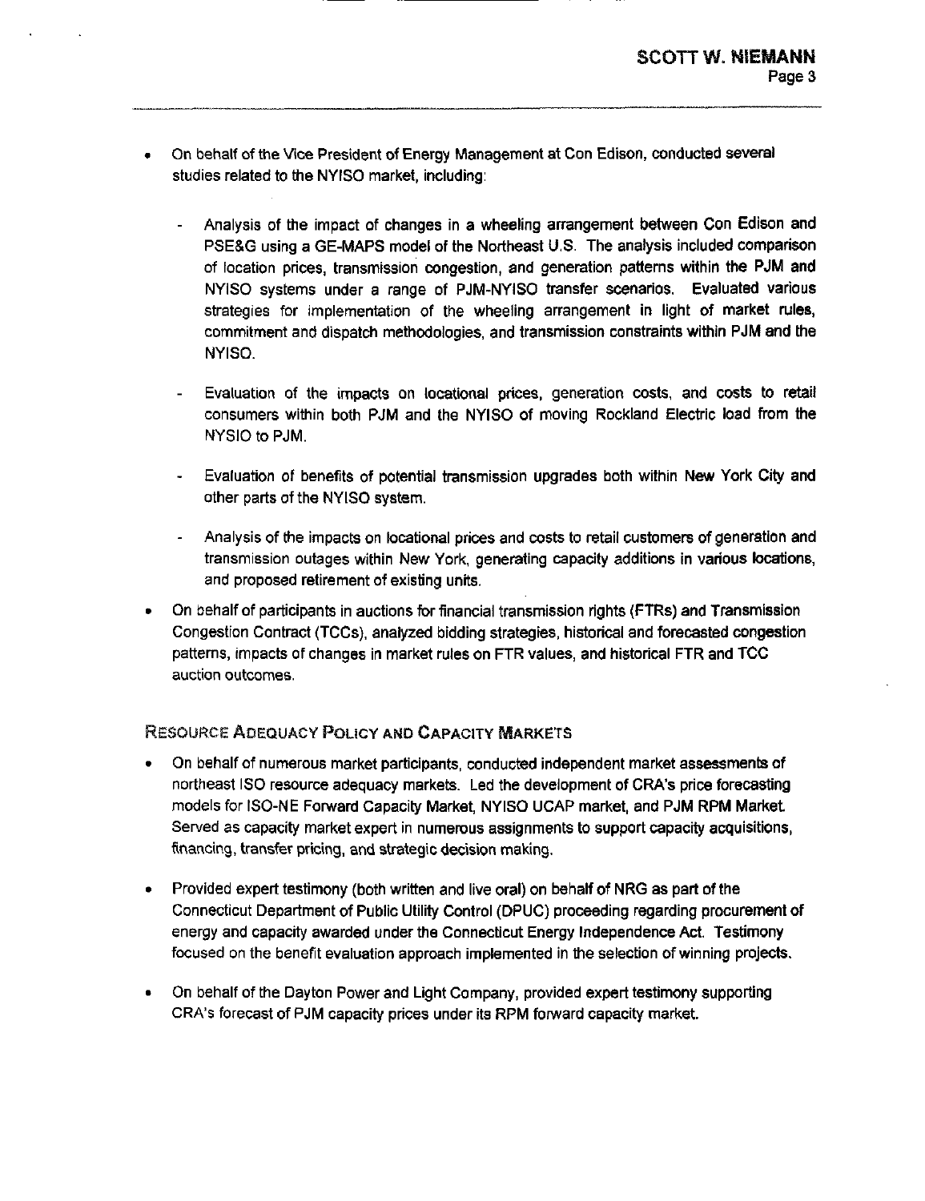- On behalf of the Vice President of Energy Management at Con Edison, conducted several studies related to the NYISO market, including:

  - Analysis of the impact of changes in a wheeling arrangement between Con Edison and PSE&G using a GE-MAPS model of the Northeast U.S. The analysis included comparison of location prices, transmission congestion, and generation patterns within the PJM and NYISO systems under a range of PJM-NYISO transfer scenarios. Evaluated various strategies for implementation of the wheeling arrangement in light of market rules, commitment and dispatch methodologies, and transmission constraints within PJM and the NYISO.

  - Evaluation of the impacts on locational prices, generation costs, and costs to retail consumers within both PJM and the NYISO of moving Rockland Electric load from the NYSIO to PJM.

  - Evaluation of benefits of potential transmission upgrades both within New York City and other parts of the NYISO system.

  - Analysis of the impacts on locational prices and costs to retail customers of generation and transmission outages within New York, generating capacity additions in various locations, and proposed retirement of existing units.

- On behalf of participants in auctions for financial transmission rights (FTRs) and Transmission Congestion Contract (TCCs), analyzed bidding strategies, historical and forecasted congestion patterns, impacts of changes in market rules on FTR values, and historical FTR and TCC auction outcomes.

### Resource Adequacy Policy and Capacity Markets

- On behalf of numerous market participants, conducted independent market assessments of northeast ISO resource adequacy markets. Led the development of CRA's price forecasting models for ISO-NE Forward Capacity Market, NYISO UCAP market, and PJM RPM Market. Served as capacity market expert in numerous assignments to support capacity acquisitions, financing, transfer pricing, and strategic decision making.

- Provided expert testimony (both written and live oral) on behalf of NRG as part of the Connecticut Department of Public Utility Control (DPUC) proceeding regarding procurement of energy and capacity awarded under the Connecticut Energy Independence Act. Testimony focused on the benefit evaluation approach implemented in the selection of winning projects.

- On behalf of the Dayton Power and Light Company, provided expert testimony supporting CRA's forecast of PJM capacity prices under its RPM forward capacity market.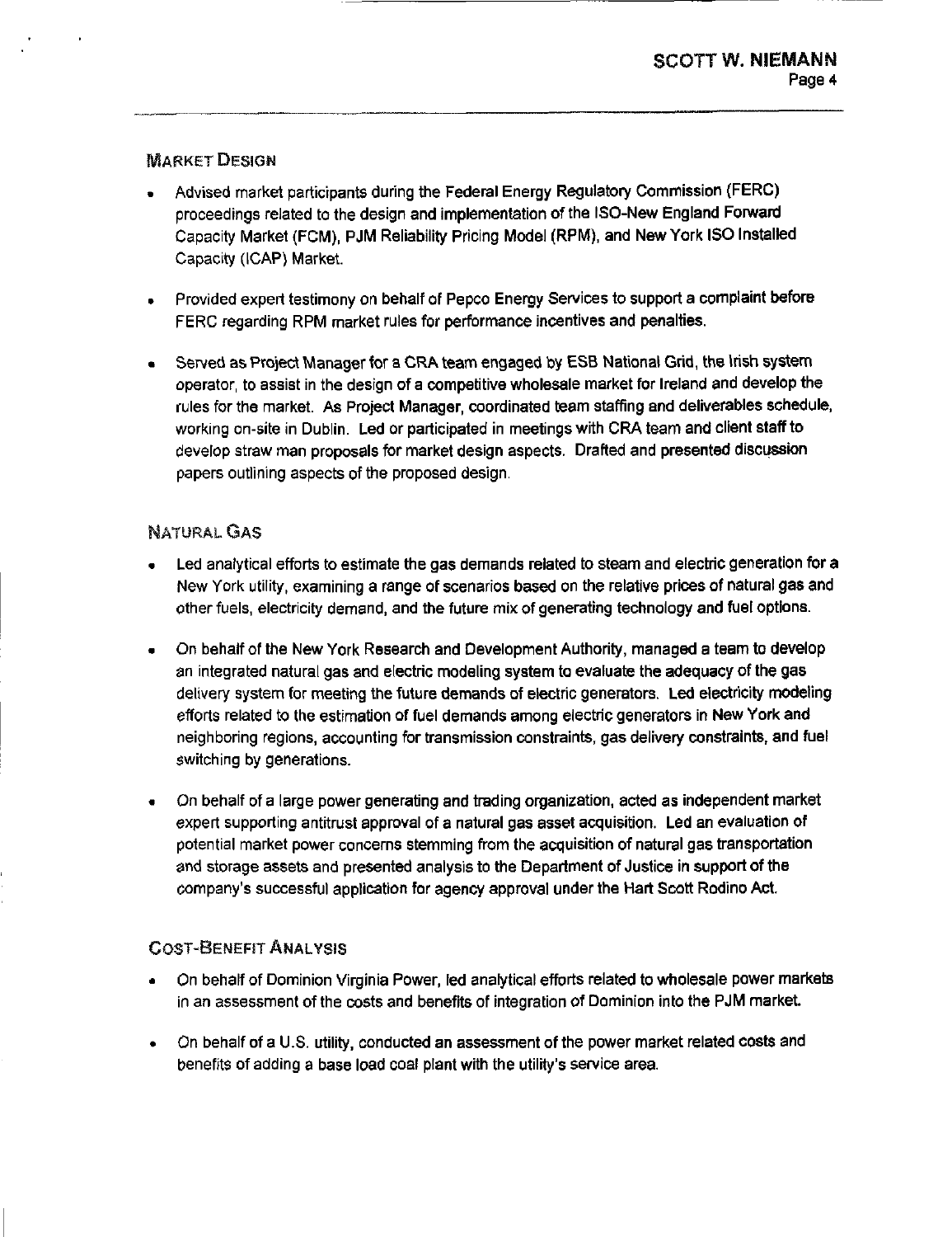## Market Design

- Advised market participants during the Federal Energy Regulatory Commission (FERC) proceedings related to the design and implementation of the ISO-New England Forward Capacity Market (FCM), PJM Reliability Pricing Model (RPM), and New York ISO Installed Capacity (ICAP) Market.

- Provided expert testimony on behalf of Pepco Energy Services to support a complaint before FERC regarding RPM market rules for performance incentives and penalties.

- Served as Project Manager for a CRA team engaged by ESB National Grid, the Irish system operator, to assist in the design of a competitive wholesale market for Ireland and develop the rules for the market. As Project Manager, coordinated team staffing and deliverables schedule, working on-site in Dublin. Led or participated in meetings with CRA team and client staff to develop straw man proposals for market design aspects. Drafted and presented discussion papers outlining aspects of the proposed design.

## Natural Gas

- Led analytical efforts to estimate the gas demands related to steam and electric generation for a New York utility, examining a range of scenarios based on the relative prices of natural gas and other fuels, electricity demand, and the future mix of generating technology and fuel options.

- On behalf of the New York Research and Development Authority, managed a team to develop an integrated natural gas and electric modeling system to evaluate the adequacy of the gas delivery system for meeting the future demands of electric generators. Led electricity modeling efforts related to the estimation of fuel demands among electric generators in New York and neighboring regions, accounting for transmission constraints, gas delivery constraints, and fuel switching by generations.

- On behalf of a large power generating and trading organization, acted as independent market expert supporting antitrust approval of a natural gas asset acquisition. Led an evaluation of potential market power concerns stemming from the acquisition of natural gas transportation and storage assets and presented analysis to the Department of Justice in support of the company's successful application for agency approval under the Hart Scott Rodino Act.

## Cost-Benefit Analysis

- On behalf of Dominion Virginia Power, led analytical efforts related to wholesale power markets in an assessment of the costs and benefits of integration of Dominion into the PJM market.

- On behalf of a U.S. utility, conducted an assessment of the power market related costs and benefits of adding a base load coal plant with the utility's service area.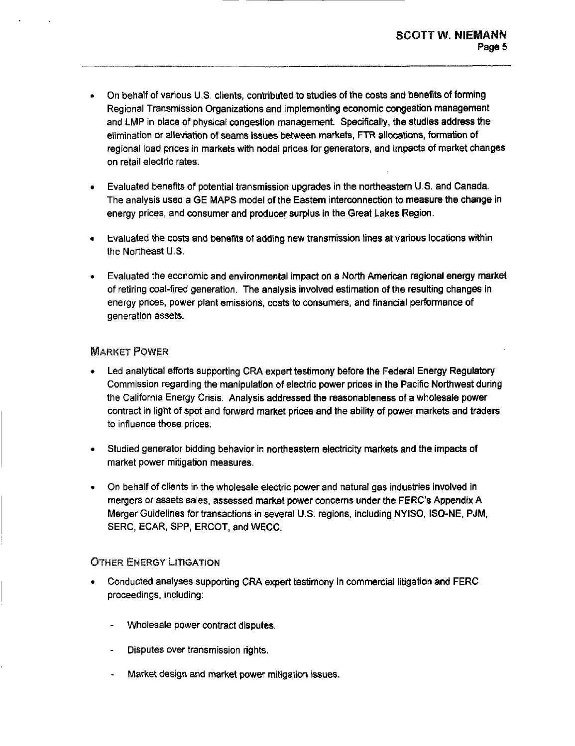- On behalf of various U.S. clients, contributed to studies of the costs and benefits of forming Regional Transmission Organizations and implementing economic congestion management and LMP in place of physical congestion management. Specifically, the studies address the elimination or alleviation of seams issues between markets, FTR allocations, formation of regional load prices in markets with nodal prices for generators, and impacts of market changes on retail electric rates.

- Evaluated benefits of potential transmission upgrades in the northeastern U.S. and Canada. The analysis used a GE MAPS model of the Eastern interconnection to measure the change in energy prices, and consumer and producer surplus in the Great Lakes Region.

- Evaluated the costs and benefits of adding new transmission lines at various locations within the Northeast U.S.

- Evaluated the economic and environmental impact on a North American regional energy market of retiring coal-fired generation. The analysis involved estimation of the resulting changes in energy prices, power plant emissions, costs to consumers, and financial performance of generation assets.

### Market Power

- Led analytical efforts supporting CRA expert testimony before the Federal Energy Regulatory Commission regarding the manipulation of electric power prices in the Pacific Northwest during the California Energy Crisis. Analysis addressed the reasonableness of a wholesale power contract in light of spot and forward market prices and the ability of power markets and traders to influence those prices.

- Studied generator bidding behavior in northeastern electricity markets and the impacts of market power mitigation measures.

- On behalf of clients in the wholesale electric power and natural gas industries involved in mergers or assets sales, assessed market power concerns under the FERC's Appendix A Merger Guidelines for transactions in several U.S. regions, including NYISO, ISO-NE, PJM, SERC, ECAR, SPP, ERCOT, and WECC.

### Other Energy Litigation

- Conducted analyses supporting CRA expert testimony in commercial litigation and FERC proceedings, including:
  - Wholesale power contract disputes.
  - Disputes over transmission rights.
  - Market design and market power mitigation issues.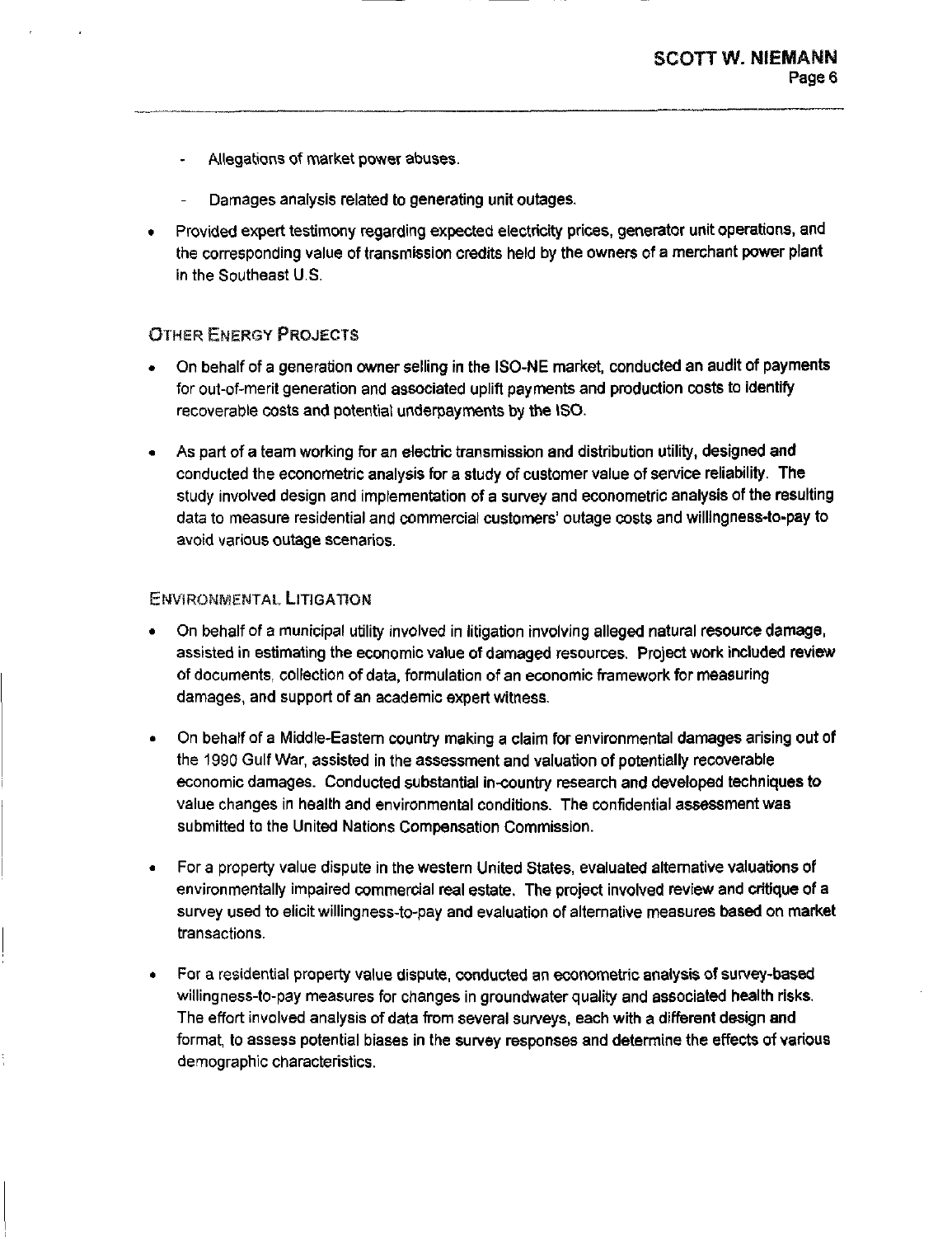- Allegations of market power abuses.
- Damages analysis related to generating unit outages.

- Provided expert testimony regarding expected electricity prices, generator unit operations, and the corresponding value of transmission credits held by the owners of a merchant power plant in the Southeast U.S.

## Other Energy Projects

- On behalf of a generation owner selling in the ISO-NE market, conducted an audit of payments for out-of-merit generation and associated uplift payments and production costs to identify recoverable costs and potential underpayments by the ISO.

- As part of a team working for an electric transmission and distribution utility, designed and conducted the econometric analysis for a study of customer value of service reliability. The study involved design and implementation of a survey and econometric analysis of the resulting data to measure residential and commercial customers' outage costs and willingness-to-pay to avoid various outage scenarios.

## Environmental Litigation

- On behalf of a municipal utility involved in litigation involving alleged natural resource damage, assisted in estimating the economic value of damaged resources. Project work included review of documents, collection of data, formulation of an economic framework for measuring damages, and support of an academic expert witness.

- On behalf of a Middle-Eastern country making a claim for environmental damages arising out of the 1990 Gulf War, assisted in the assessment and valuation of potentially recoverable economic damages. Conducted substantial in-country research and developed techniques to value changes in health and environmental conditions. The confidential assessment was submitted to the United Nations Compensation Commission.

- For a property value dispute in the western United States, evaluated alternative valuations of environmentally impaired commercial real estate. The project involved review and critique of a survey used to elicit willingness-to-pay and evaluation of alternative measures based on market transactions.

- For a residential property value dispute, conducted an econometric analysis of survey-based willingness-to-pay measures for changes in groundwater quality and associated health risks. The effort involved analysis of data from several surveys, each with a different design and format, to assess potential biases in the survey responses and determine the effects of various demographic characteristics.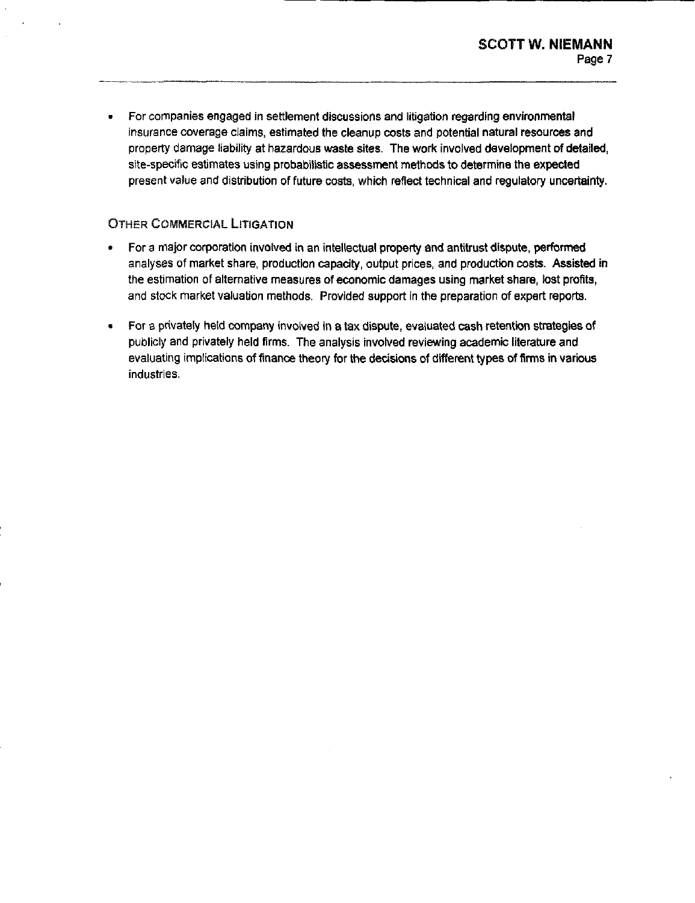- For companies engaged in settlement discussions and litigation regarding environmental insurance coverage claims, estimated the cleanup costs and potential natural resources and property damage liability at hazardous waste sites. The work involved development of detailed, site-specific estimates using probabilistic assessment methods to determine the expected present value and distribution of future costs, which reflect technical and regulatory uncertainty.

### Other Commercial Litigation

- For a major corporation involved in an intellectual property and antitrust dispute, performed analyses of market share, production capacity, output prices, and production costs. Assisted in the estimation of alternative measures of economic damages using market share, lost profits, and stock market valuation methods. Provided support in the preparation of expert reports.

- For a privately held company involved in a tax dispute, evaluated cash retention strategies of publicly and privately held firms. The analysis involved reviewing academic literature and evaluating implications of finance theory for the decisions of different types of firms in various industries.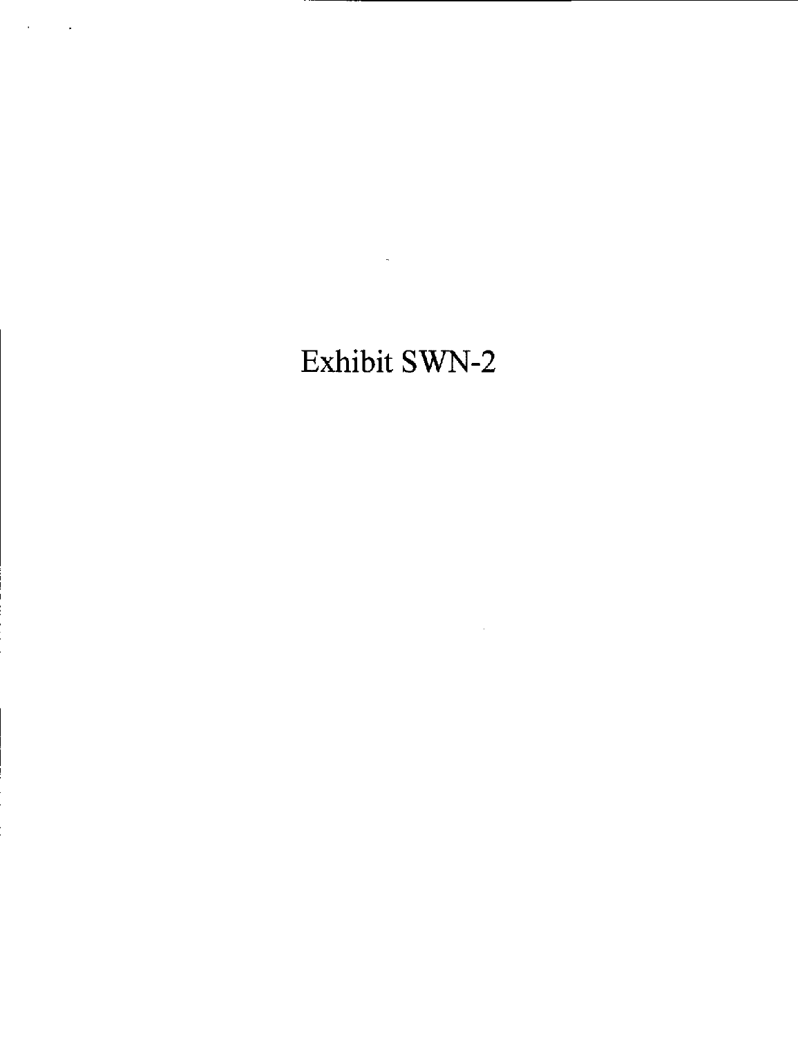# Exhibit SWN-2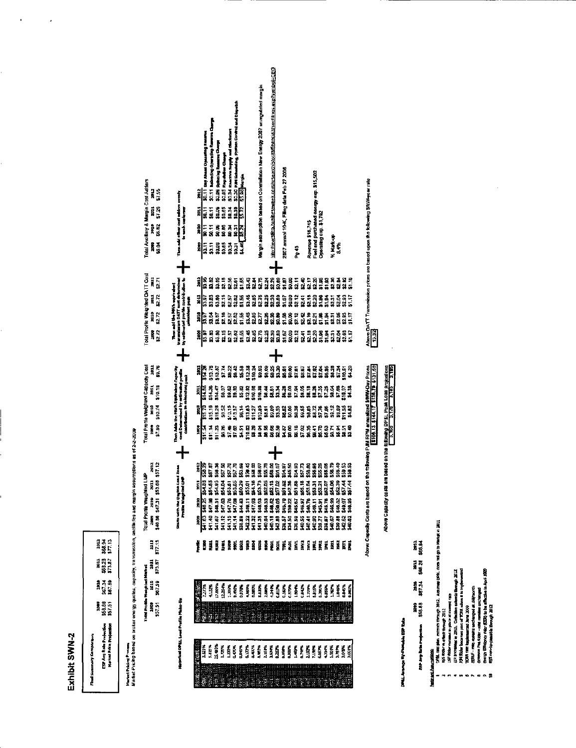# Exhibit SWN-2

**Final Summary Comparison**

| | 2009 | 2010 | 2011 | 2012 |
|---|---|---|---|---|
| ESP Avg Rate Projection | $58.88 | $67.34 | $68.28 | $68.94 |
| Market Price Projection | $57.51 | $67.59 | $73.87 | $77.13 |

**Market Pricing Process**

Market Pricing based on broker energy quotes, capacity, transmission, ancillaries and margin assumptions as of 2-2-2009

| | 2009 | 2010 | 2011 | 2012 |
|---|---|---|---|---|
| Total Profile Weighted Market | $57.51 | $67.59 | $73.87 | $77.13 |
| Total Profile Weighted LMP | $40.56 | $47.31 | $53.68 | $57.12 |
| Total Profile Weighted Capacity Cost | $7.90 | $10.74 | $10.18 | $9.76 |
| Total Profile Weighted OATT Cost | $2.72 | $2.72 | $2.72 | $2.71 |
| Total Ancillary & Margin Cost Adders | $6.04 | $6.82 | $7.29 | $7.55 |

Historical DP&L Load Profile Make-Up

Starts with the Dayton Load Zone Profile Weighted LMP + Then Adds the PJM Equivalent Capacity cost determined by estimated profile contribution to coincident peak + Then add the PJM equivalent transmission OATT cost determined by estimated profile contribution to coincident peak + Then add other cost adders evenly to each customer

| | | Profile | LMP 2009 | LMP 2010 | LMP 2011 | LMP 2012 | Capacity 2009 | Capacity 2010 | Capacity 2011 | Capacity 2012 | OATT 2009 | OATT 2010 | OATT 2011 | OATT 2012 |
|---|---|---|---|---|---|---|---|---|---|---|---|---|---|---|
| 3.321% | 2.277% | RS00 | $41.63 | $48.25 | $54.88 | $58.29 | $11.54 | $15.70 | $14.88 | $14.26 | $3.97 | $3.97 | $3.97 | $3.96 |
| 1.982% | 4.122% | RS01 | $41.40 | $47.98 | $54.65 | $57.87 | $11.14 | $15.19 | $14.36 | $13.76 | $3.83 | $3.84 | $3.83 | $3.82 |
| 22.453% | 12.869% | RS02 | $41.37 | $48.31 | $54.93 | $58.38 | $11.25 | $15.28 | $14.47 | $13.87 | $3.86 | $3.87 | $3.86 | $3.86 |
| 3.725% | 12.204% | RH01 | $41.12 | $47.47 | $54.04 | $57.50 | $6.36 | $8.52 | $8.07 | $7.74 | $2.16 | $2.16 | $2.15 | $2.15 |
| 1.335% | 1.397% | SS00 | $41.16 | $47.76 | $53.81 | $57.70 | $7.46 | $10.15 | $9.62 | $9.22 | $2.57 | $2.57 | $2.57 | $2.56 |
| 0.455% | 0.490% | SS01 | $41.14 | $47.69 | $53.85 | $57.70 | $7.65 | $10.37 | $9.83 | $9.42 | $2.62 | $2.62 | $2.62 | $2.61 |
| 0.040% | 0.078% | SS02 | $38.88 | $44.63 | $50.29 | $53.69 | $4.51 | $6.14 | $5.82 | $5.58 | $1.55 | $1.56 | $1.55 | $1.55 |
| 5.172% | 4.969% | SS03 | $42.22 | $49.11 | $55.01 | $59.45 | $10.02 | $13.63 | $12.92 | $12.38 | $3.45 | $3.45 | $3.45 | $3.43 |
| 0.440% | 5.080% | SS04 | $41.32 | $47.93 | $54.16 | $58.03 | $8.28 | $11.27 | $10.68 | $10.24 | $2.85 | $2.85 | $2.85 | $2.84 |
| 4.985% | 8.830% | SS05 | $41.35 | $48.03 | $53.73 | $58.07 | $8.04 | $10.95 | $10.38 | $9.95 | $2.76 | $2.77 | $2.76 | $2.75 |
| 3.181% | 2.989% | SS06 | $40.84 | $48.53 | $52.03 | $55.76 | $6.96 | $8.61 | $8.44 | $8.00 | $2.25 | $2.26 | $2.25 | $2.24 |
| 3.530% | 4.144% | PS01 | $40.18 | $48.82 | $52.13 | $56.00 | $6.66 | $9.07 | $8.61 | $8.25 | $2.30 | $2.30 | $2.30 | $2.29 |
| 0.222% | 0.417% | SC01 | $42.88 | $50.05 | $57.02 | $61.07 | $2.58 | $3.55 | $3.34 | $3.20 | $0.89 | $0.89 | $0.89 | $0.89 |
| 0.858% | 0.160% | TS01 | $39.57 | $45.70 | $51.62 | $54.97 | $4.87 | $6.62 | $6.28 | $6.01 | $1.67 | $1.68 | $1.67 | $1.67 |
| 0.000% | 0.570% | TL01 | $34.50 | $39.22 | $42.38 | $45.50 | $0.00 | $0.00 | $0.00 | $0.00 | $0.00 | $0.00 | $0.00 | $0.00 |
| 1.459% | 1.604% | TH01 | $39.59 | $45.67 | $51.58 | $54.93 | $6.18 | $8.38 | $7.94 | $7.61 | $2.12 | $2.12 | $2.12 | $2.11 |
| 0.749% | 0.842% | TH02 | $40.55 | $46.97 | $55.18 | $57.73 | $7.02 | $9.55 | $9.05 | $8.67 | $2.41 | $2.42 | $2.41 | $2.40 |
| 2.182% | 2.779% | TH03 | $40.41 | $46.76 | $52.64 | $55.60 | $6.35 | $8.65 | $8.19 | $7.84 | $2.18 | $2.19 | $2.18 | $2.17 |
| 2.180% | 8.333% | TP01 | $40.00 | $46.11 | $53.31 | $56.65 | $6.41 | $8.72 | $8.26 | $7.92 | $2.20 | $2.21 | $2.20 | $2.20 |
| 6.667% | 3.381% | TP02 | $39.77 | $45.91 | $52.21 | $55.28 | $5.70 | $7.76 | $7.35 | $7.04 | $1.96 | $1.96 | $1.96 | $1.95 |
| 4.314% | 6.895% | TPL1 | $39.87 | $45.76 | $52.07 | $55.06 | $5.63 | $7.66 | $7.26 | $6.95 | $1.94 | $1.94 | $1.94 | $1.93 |
| 1.501% | 1.762% | SS01 | $40.67 | $46.99 | $54.06 | $56.79 | $6.71 | $9.12 | $8.64 | $8.28 | $2.31 | $2.31 | $2.31 | $2.30 |
| 0.769% | 1.848% | SS02 | $39.88 | $46.02 | $52.39 | $55.40 | $5.94 | $8.09 | $7.66 | $7.34 | $2.04 | $2.05 | $2.04 | $2.04 |
| 0.038% | 0.840% | SRT1 | $42.62 | $49.07 | $57.44 | $59.50 | $8.51 | $11.58 | $10.97 | $10.51 | $2.93 | $2.93 | $2.93 | $2.92 |
| 0.031% | 0.862% | DR01 | $40.62 | $46.95 | $57.44 | $59.53 | $3.40 | $4.62 | $4.38 | $4.20 | $1.17 | $1.17 | $1.17 | $1.16 |

| 2009 | 2010 | 2011 | 2012 | |
|---|---|---|---|---|
| $0.11 | $0.11 | $0.11 | $0.11 | Day Ahead Operating Reserve |
| $0.11 | $0.11 | $0.11 | $0.11 | Balancing Operating Reserve Charge |
| $0.06 | $0.06 | $0.06 | $0.06 | Spinning Reserve Charge |
| $0.05 | $0.05 | $0.05 | $0.05 | Regulation Charge |
| $0.34 | $0.34 | $0.34 | $0.34 | Reactive Supply and Blackstart |
| $0.31 | $0.31 | $0.30 | $0.30 | PJM Scheduling, System Control and Dispatch |
| $4.46 | $5.24 | $5.72 | $5.98 | Margin |

Margin assumption based on Constellation New Energy 2007 unregulated margin

http://investing.businessweek.com/research/stocks/financials/financials.asp?symbol=CEG

2007 annual 10-K, Filing date Feb 27 2008

Pg 43

Revenue $16,745
Fuel and purchased energy exp. $15,502
Operating exp. $1,782

% Mark-up
8.4%

Above Capacity Costs are based on the following PJM RPM annualized $/MW-Day Prices

| $106.13 | $144.17 | $136.79 | $131.55 |
|---|---|---|---|

Above Capacity costs are based on the following DPL Peak Load projections

| 3,165 | 3,176 | 3,165 | 3,185 |
|---|---|---|---|

Above OATT Transmission prices are based upon the following $/kW-year rate

13.32

**DPL Average By-Passable ESP Rate**

| | 2009 | 2010 | 2011 | 2012 |
|---|---|---|---|---|
| ESP Avg Rate Projection | $58.88 | $67.34 | $68.28 | $68.94 |

**Estimated Assumptions:**

1. DP&L rate plan extends through 2012. Assumes DP&L does not go to Market in 2011
2. RSS Rider in effect through 2012
3. USF Rider remains in place at current rate
4. USF increases in 2010, Constellation schedule through 2012
5. PJM Rider becomes part of TCRR when it is implemented
6. TCRR rate implemented June 2009
7. EDRLF - rate remains unchanged at .08/month
8. Emission Fee Rider - rate remains unchanged
9. Energy Efficiency rider (EER) to be effective in April 2009
10. RSS non-bypassable through 2012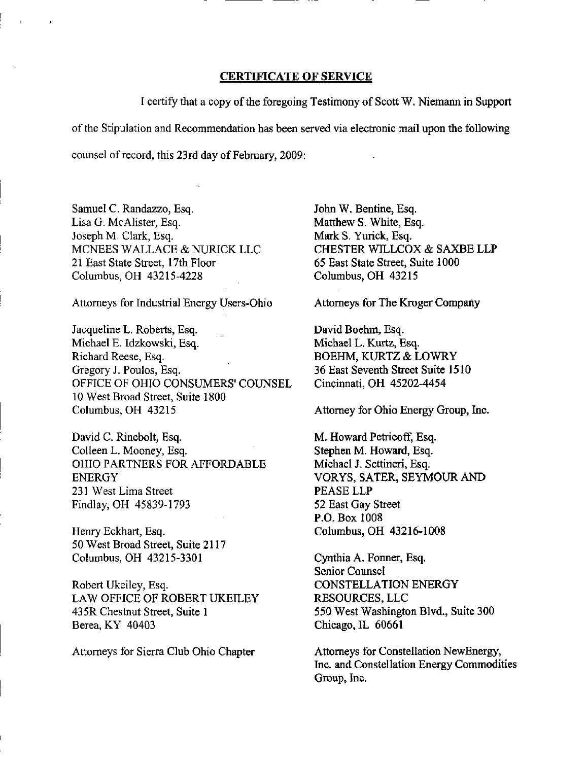**CERTIFICATE OF SERVICE**

I certify that a copy of the foregoing Testimony of Scott W. Niemann in Support of the Stipulation and Recommendation has been served via electronic mail upon the following counsel of record, this 23rd day of February, 2009:

Samuel C. Randazzo, Esq.
Lisa G. McAlister, Esq.
Joseph M. Clark, Esq.
MCNEES WALLACE & NURICK LLC
21 East State Street, 17th Floor
Columbus, OH 43215-4228

Attorneys for Industrial Energy Users-Ohio

Jacqueline L. Roberts, Esq.
Michael E. Idzkowski, Esq.
Richard Reese, Esq.
Gregory J. Poulos, Esq.
OFFICE OF OHIO CONSUMERS' COUNSEL
10 West Broad Street, Suite 1800
Columbus, OH 43215

David C. Rinebolt, Esq.
Colleen L. Mooney, Esq.
OHIO PARTNERS FOR AFFORDABLE ENERGY
231 West Lima Street
Findlay, OH 45839-1793

Henry Eckhart, Esq.
50 West Broad Street, Suite 2117
Columbus, OH 43215-3301

Robert Ukeiley, Esq.
LAW OFFICE OF ROBERT UKEILEY
435R Chestnut Street, Suite 1
Berea, KY 40403

Attorneys for Sierra Club Ohio Chapter

John W. Bentine, Esq.
Matthew S. White, Esq.
Mark S. Yurick, Esq.
CHESTER WILLCOX & SAXBE LLP
65 East State Street, Suite 1000
Columbus, OH 43215

Attorneys for The Kroger Company

David Boehm, Esq.
Michael L. Kurtz, Esq.
BOEHM, KURTZ & LOWRY
36 East Seventh Street Suite 1510
Cincinnati, OH 45202-4454

Attorney for Ohio Energy Group, Inc.

M. Howard Petricoff, Esq.
Stephen M. Howard, Esq.
Michael J. Settineri, Esq.
VORYS, SATER, SEYMOUR AND PEASE LLP
52 East Gay Street
P.O. Box 1008
Columbus, OH 43216-1008

Cynthia A. Fonner, Esq.
Senior Counsel
CONSTELLATION ENERGY RESOURCES, LLC
550 West Washington Blvd., Suite 300
Chicago, IL 60661

Attorneys for Constellation NewEnergy, Inc. and Constellation Energy Commodities Group, Inc.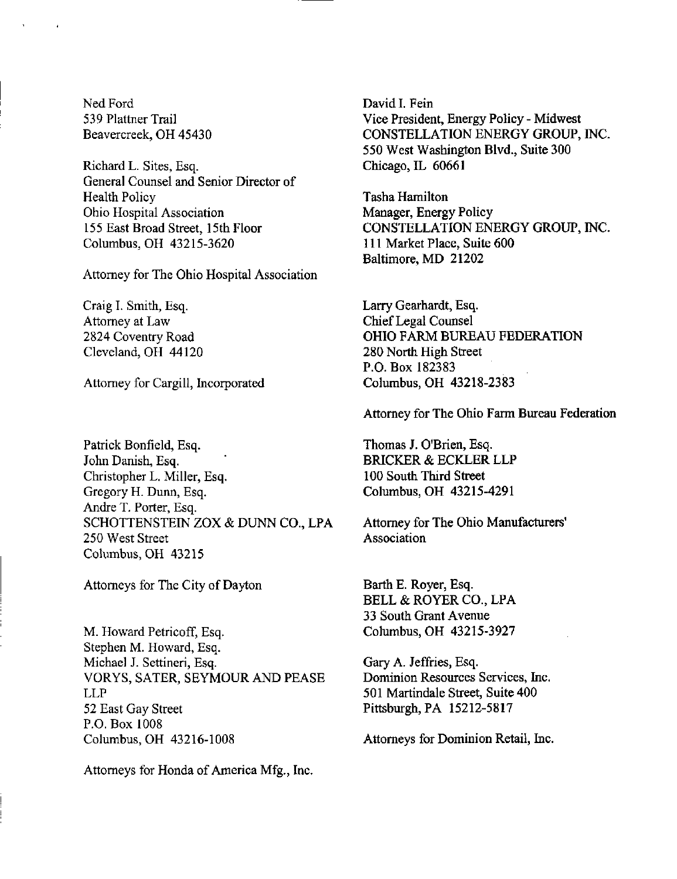Ned Ford
539 Plattner Trail
Beavercreek, OH 45430

Richard L. Sites, Esq.
General Counsel and Senior Director of Health Policy
Ohio Hospital Association
155 East Broad Street, 15th Floor
Columbus, OH 43215-3620

Attorney for The Ohio Hospital Association

Craig I. Smith, Esq.
Attorney at Law
2824 Coventry Road
Cleveland, OH 44120

Attorney for Cargill, Incorporated

Patrick Bonfield, Esq.
John Danish, Esq.
Christopher L. Miller, Esq.
Gregory H. Dunn, Esq.
Andre T. Porter, Esq.
SCHOTTENSTEIN ZOX & DUNN CO., LPA
250 West Street
Columbus, OH 43215

Attorneys for The City of Dayton

M. Howard Petricoff, Esq.
Stephen M. Howard, Esq.
Michael J. Settineri, Esq.
VORYS, SATER, SEYMOUR AND PEASE LLP
52 East Gay Street
P.O. Box 1008
Columbus, OH 43216-1008

Attorneys for Honda of America Mfg., Inc.

David I. Fein
Vice President, Energy Policy - Midwest
CONSTELLATION ENERGY GROUP, INC.
550 West Washington Blvd., Suite 300
Chicago, IL 60661

Tasha Hamilton
Manager, Energy Policy
CONSTELLATION ENERGY GROUP, INC.
111 Market Place, Suite 600
Baltimore, MD 21202

Larry Gearhardt, Esq.
Chief Legal Counsel
OHIO FARM BUREAU FEDERATION
280 North High Street
P.O. Box 182383
Columbus, OH 43218-2383

Attorney for The Ohio Farm Bureau Federation

Thomas J. O'Brien, Esq.
BRICKER & ECKLER LLP
100 South Third Street
Columbus, OH 43215-4291

Attorney for The Ohio Manufacturers' Association

Barth E. Royer, Esq.
BELL & ROYER CO., LPA
33 South Grant Avenue
Columbus, OH 43215-3927

Gary A. Jeffries, Esq.
Dominion Resources Services, Inc.
501 Martindale Street, Suite 400
Pittsburgh, PA 15212-5817

Attorneys for Dominion Retail, Inc.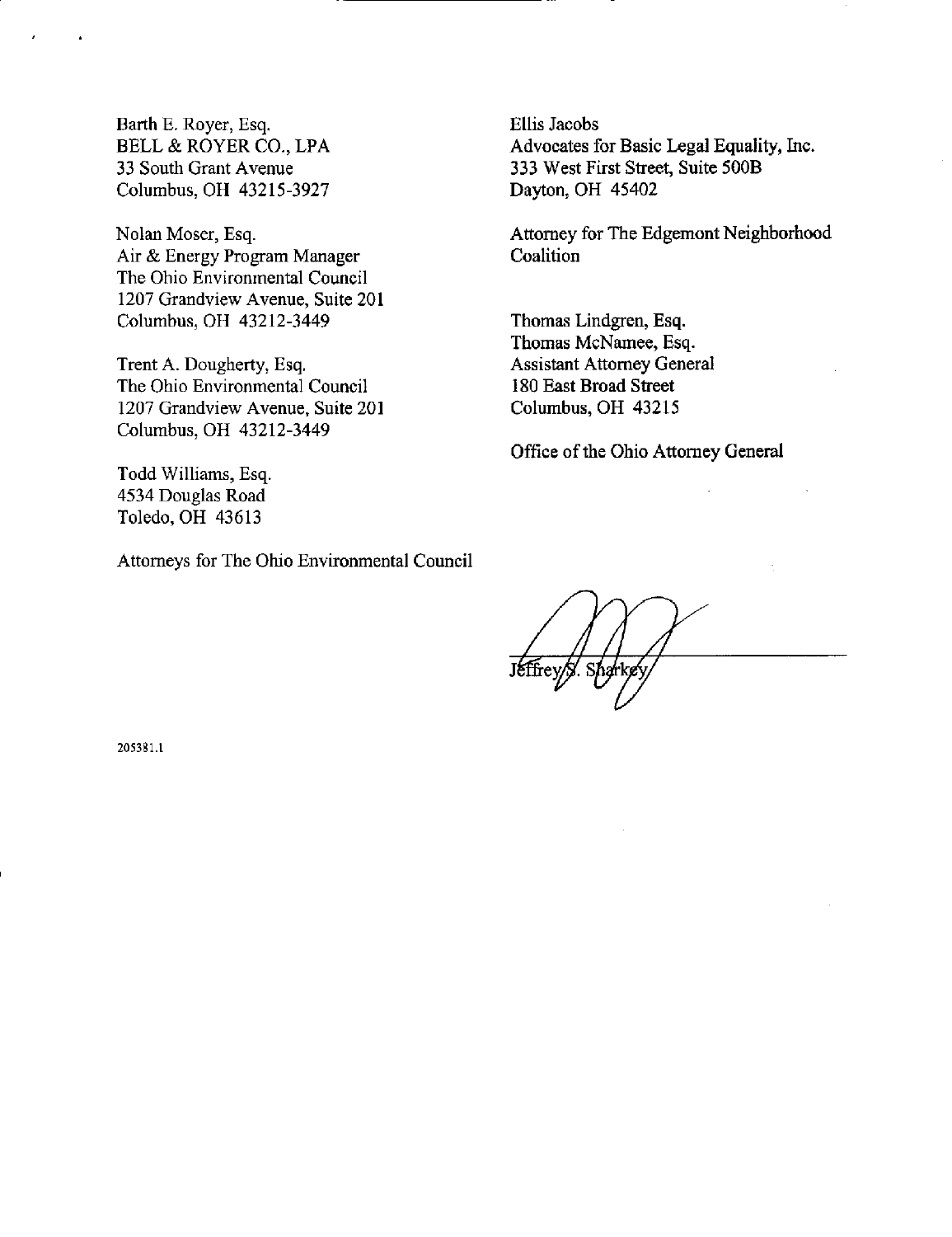Barth E. Royer, Esq.
BELL & ROYER CO., LPA
33 South Grant Avenue
Columbus, OH 43215-3927

Nolan Moser, Esq.
Air & Energy Program Manager
The Ohio Environmental Council
1207 Grandview Avenue, Suite 201
Columbus, OH 43212-3449

Trent A. Dougherty, Esq.
The Ohio Environmental Council
1207 Grandview Avenue, Suite 201
Columbus, OH 43212-3449

Todd Williams, Esq.
4534 Douglas Road
Toledo, OH 43613

Attorneys for The Ohio Environmental Council

Ellis Jacobs
Advocates for Basic Legal Equality, Inc.
333 West First Street, Suite 500B
Dayton, OH 45402

Attorney for The Edgemont Neighborhood Coalition

Thomas Lindgren, Esq.
Thomas McNamee, Esq.
Assistant Attorney General
180 East Broad Street
Columbus, OH 43215

Office of the Ohio Attorney General

Jeffrey S. Sharkey

205381.1